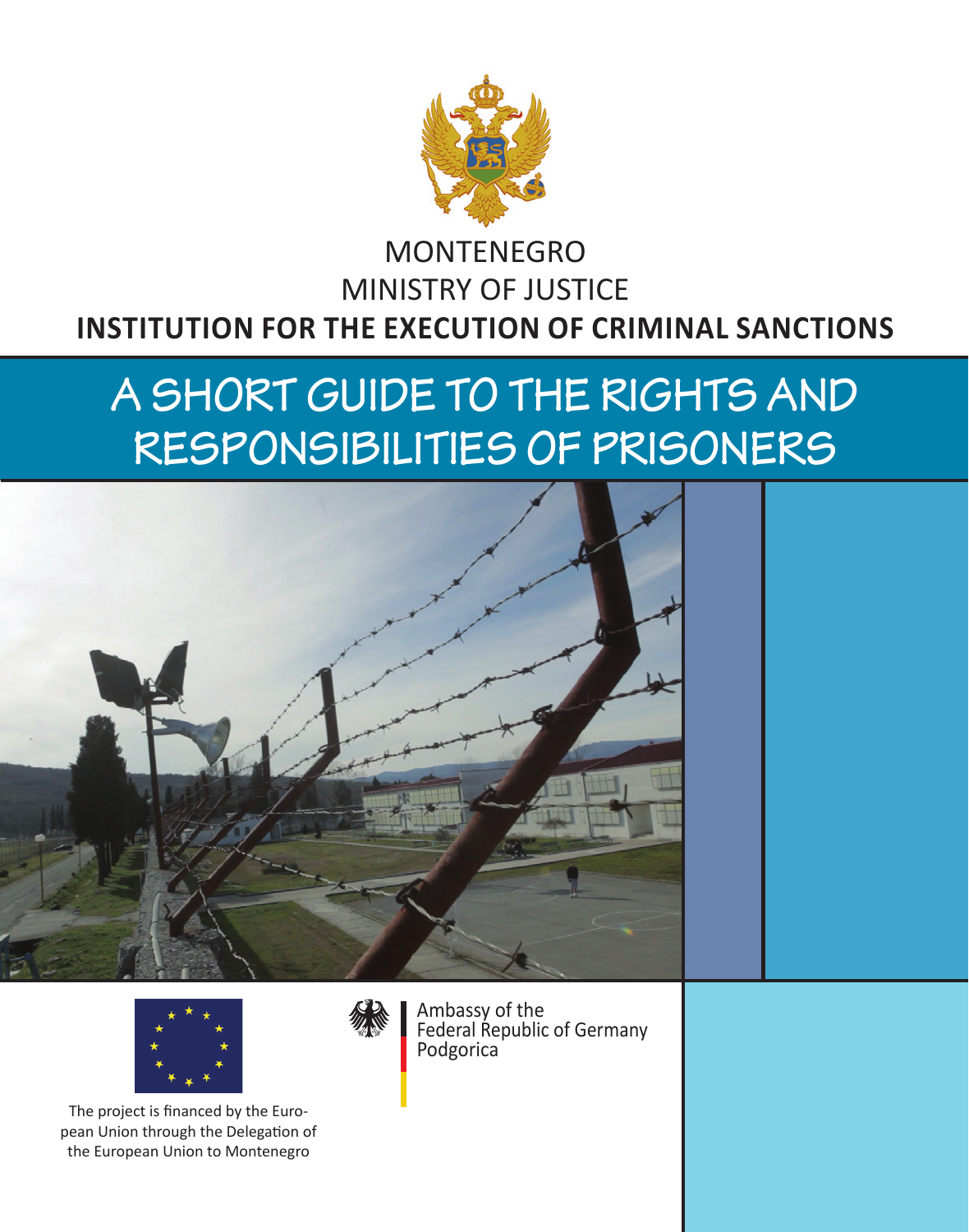MONTENEGRO

MINISTRY OF JUSTICE

**INSTITUTION FOR THE EXECUTION OF CRIMINAL SANCTIONS**

# A SHORT GUIDE TO THE RIGHTS AND RESPONSIBILITIES OF PRISONERS

The project is financed by the European Union through the Delegation of the European Union to Montenegro

Ambassy of the
Federal Republic of Germany
Podgorica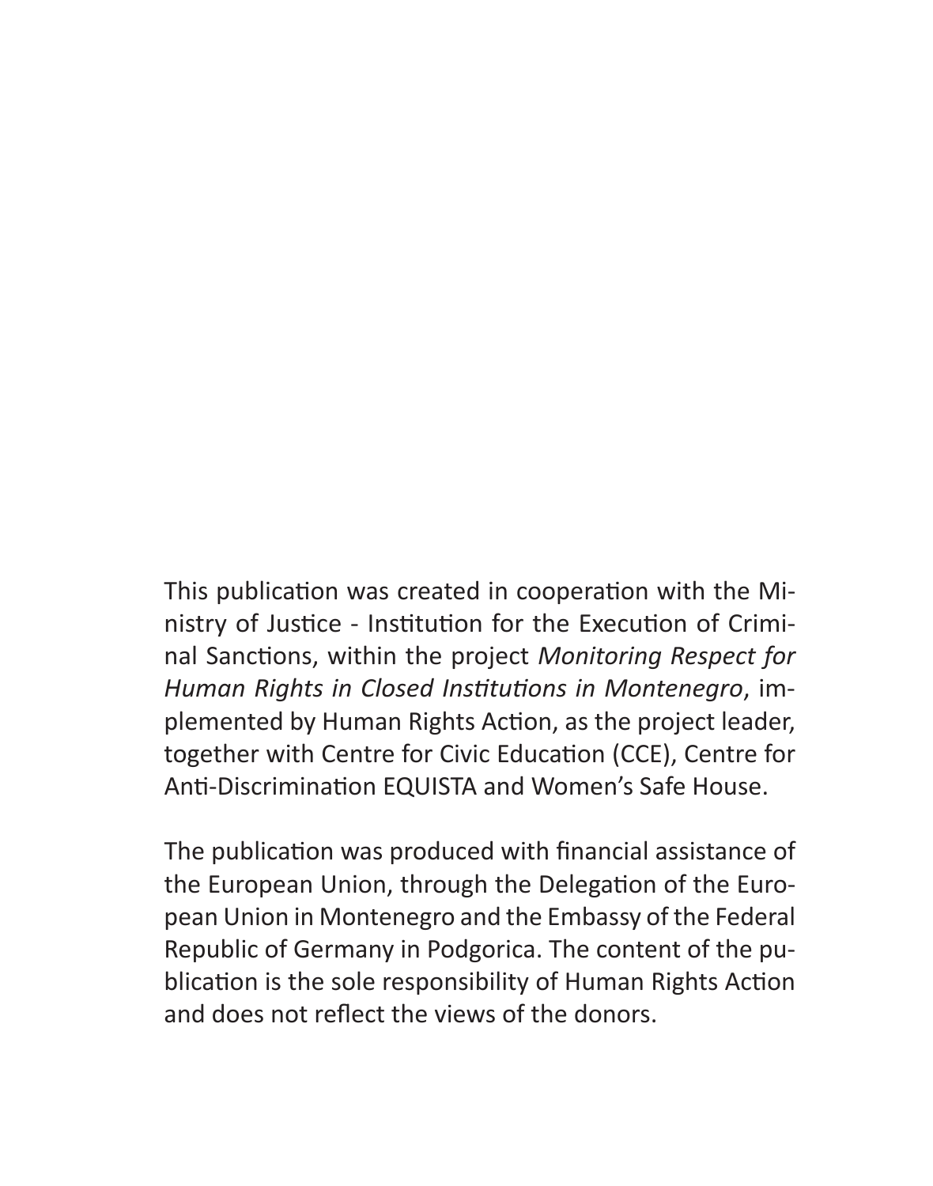This publication was created in cooperation with the Ministry of Justice - Institution for the Execution of Criminal Sanctions, within the project *Monitoring Respect for Human Rights in Closed Institutions in Montenegro*, implemented by Human Rights Action, as the project leader, together with Centre for Civic Education (CCE), Centre for Anti-Discrimination EQUISTA and Women's Safe House.

The publication was produced with financial assistance of the European Union, through the Delegation of the European Union in Montenegro and the Embassy of the Federal Republic of Germany in Podgorica. The content of the publication is the sole responsibility of Human Rights Action and does not reflect the views of the donors.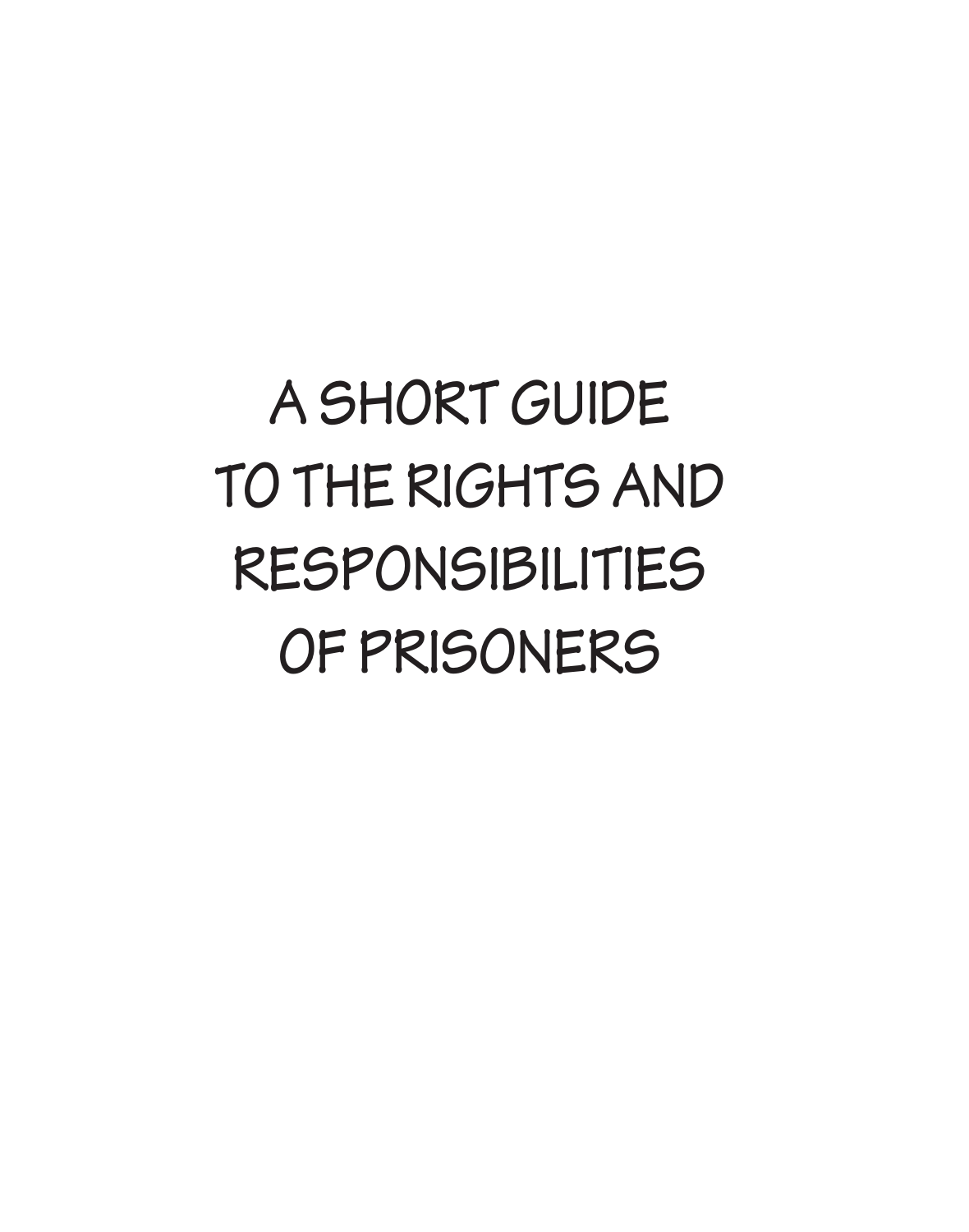# A SHORT GUIDE TO THE RIGHTS AND RESPONSIBILITIES OF PRISONERS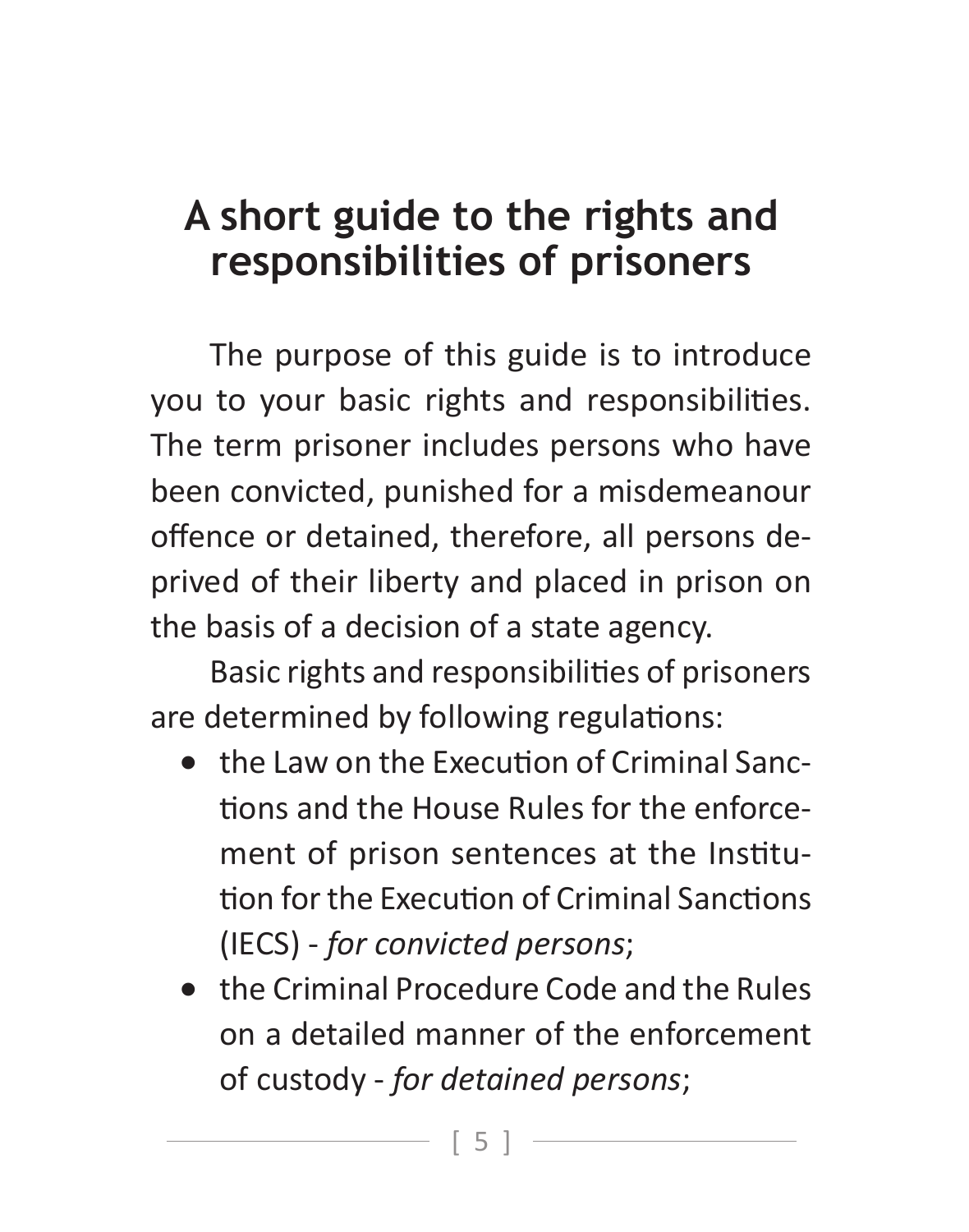# A short guide to the rights and responsibilities of prisoners

The purpose of this guide is to introduce you to your basic rights and responsibilities. The term prisoner includes persons who have been convicted, punished for a misdemeanour offence or detained, therefore, all persons deprived of their liberty and placed in prison on the basis of a decision of a state agency.

Basic rights and responsibilities of prisoners are determined by following regulations:

- the Law on the Execution of Criminal Sanctions and the House Rules for the enforcement of prison sentences at the Institution for the Execution of Criminal Sanctions (IECS) - *for convicted persons*;
- the Criminal Procedure Code and the Rules on a detailed manner of the enforcement of custody - *for detained persons*;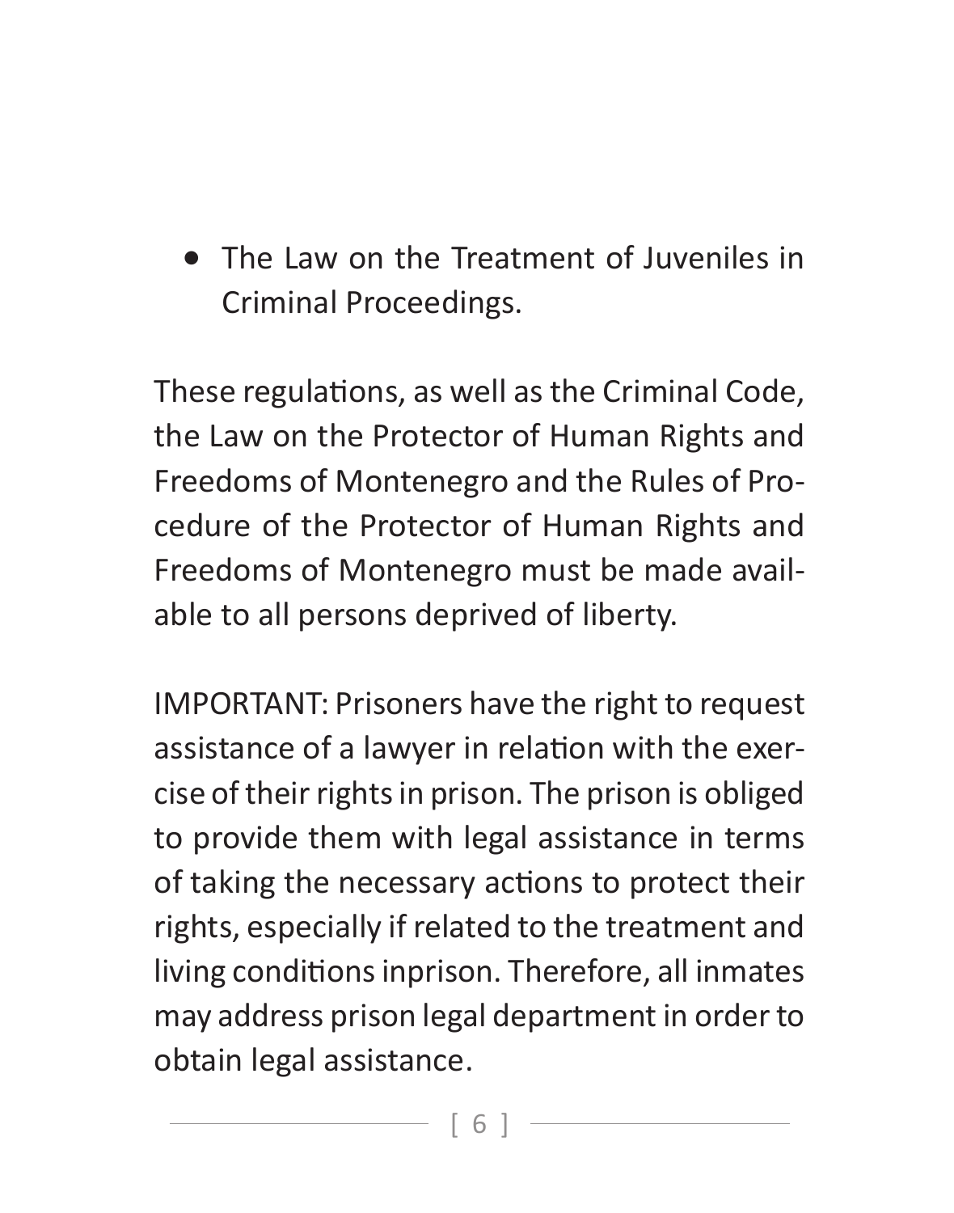- The Law on the Treatment of Juveniles in Criminal Proceedings.

These regulations, as well as the Criminal Code, the Law on the Protector of Human Rights and Freedoms of Montenegro and the Rules of Procedure of the Protector of Human Rights and Freedoms of Montenegro must be made available to all persons deprived of liberty.

IMPORTANT: Prisoners have the right to request assistance of a lawyer in relation with the exercise of their rights in prison. The prison is obliged to provide them with legal assistance in terms of taking the necessary actions to protect their rights, especially if related to the treatment and living conditions inprison. Therefore, all inmates may address prison legal department in order to obtain legal assistance.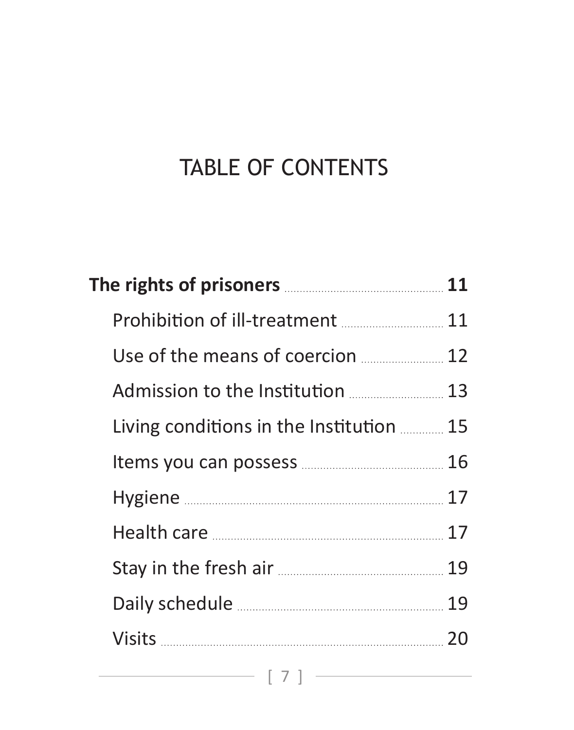# TABLE OF CONTENTS

**The rights of prisoners** .......... **11**

- Prohibition of ill-treatment .......... 11
- Use of the means of coercion .......... 12
- Admission to the Institution .......... 13
- Living conditions in the Institution .......... 15
- Items you can possess .......... 16
- Hygiene .......... 17
- Health care .......... 17
- Stay in the fresh air .......... 19
- Daily schedule .......... 19
- Visits .......... 20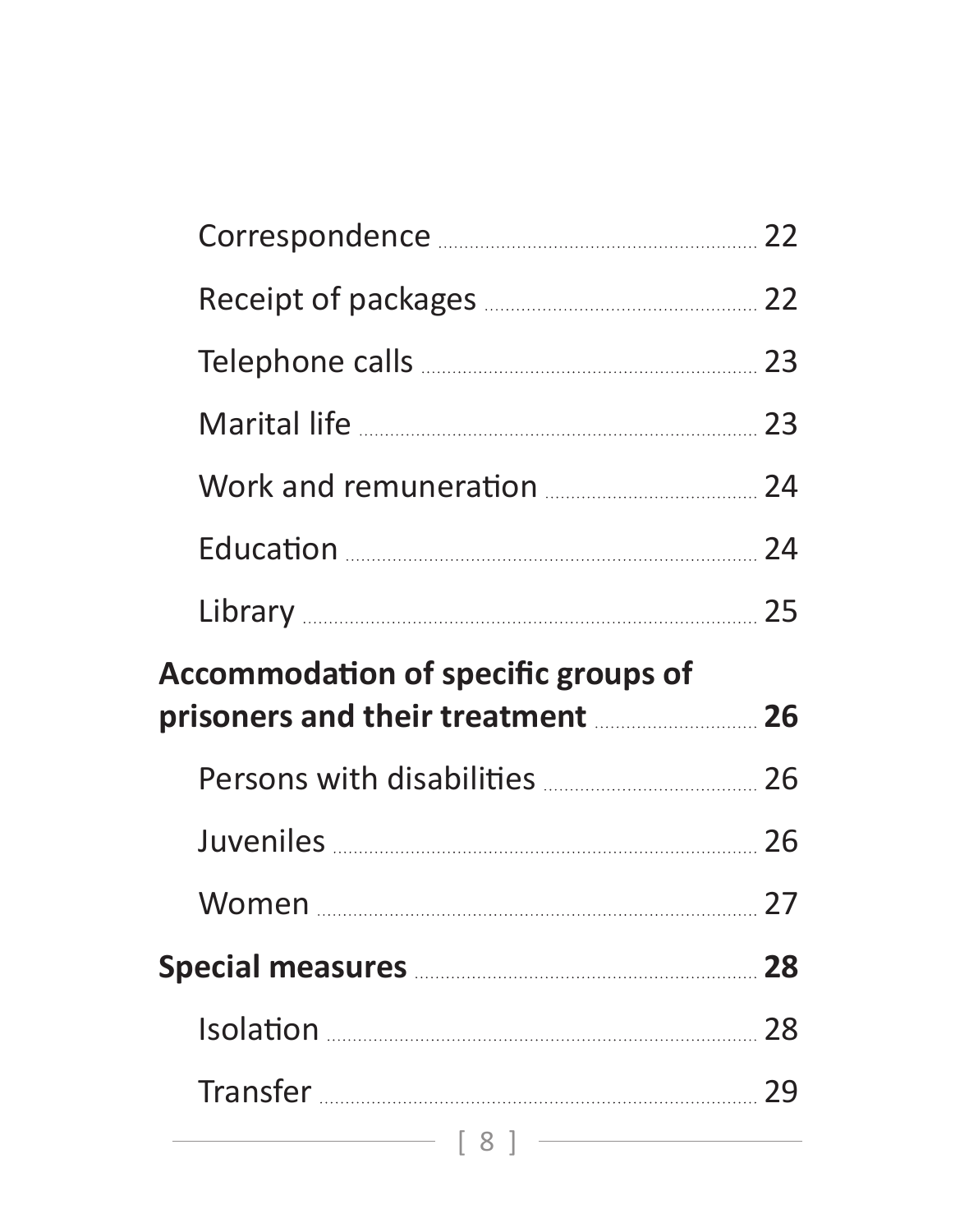- Correspondence ........ 22
- Receipt of packages ........ 22
- Telephone calls ........ 23
- Marital life ........ 23
- Work and remuneration ........ 24
- Education ........ 24
- Library ........ 25

**Accommodation of specific groups of prisoners and their treatment ........ 26**

- Persons with disabilities ........ 26
- Juveniles ........ 26
- Women ........ 27

**Special measures ........ 28**

- Isolation ........ 28
- Transfer ........ 29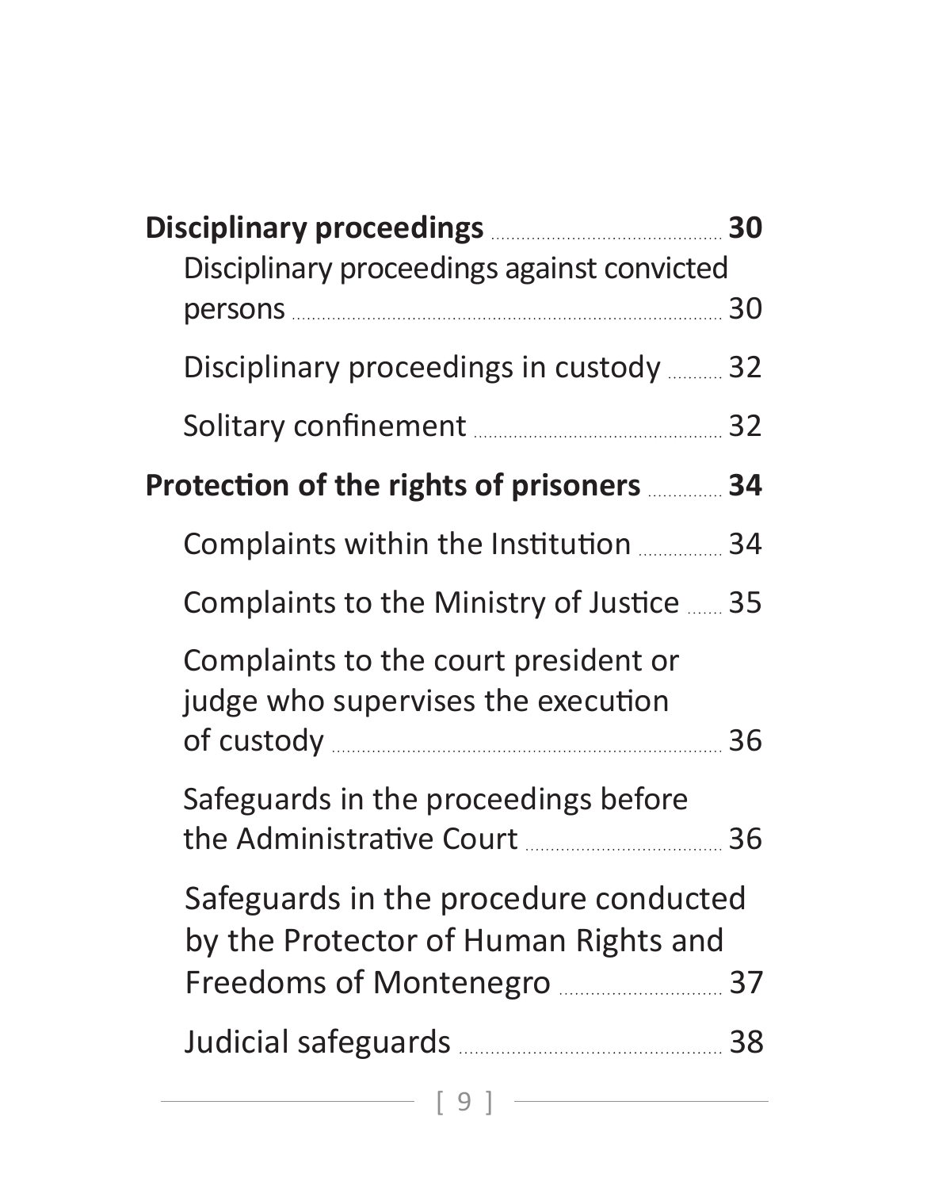**Disciplinary proceedings** ........ **30**

- Disciplinary proceedings against convicted persons ........ 30
- Disciplinary proceedings in custody ........ 32
- Solitary confinement ........ 32

**Protection of the rights of prisoners** ........ **34**

- Complaints within the Institution ........ 34
- Complaints to the Ministry of Justice ........ 35
- Complaints to the court president or judge who supervises the execution of custody ........ 36
- Safeguards in the proceedings before the Administrative Court ........ 36
- Safeguards in the procedure conducted by the Protector of Human Rights and Freedoms of Montenegro ........ 37
- Judicial safeguards ........ 38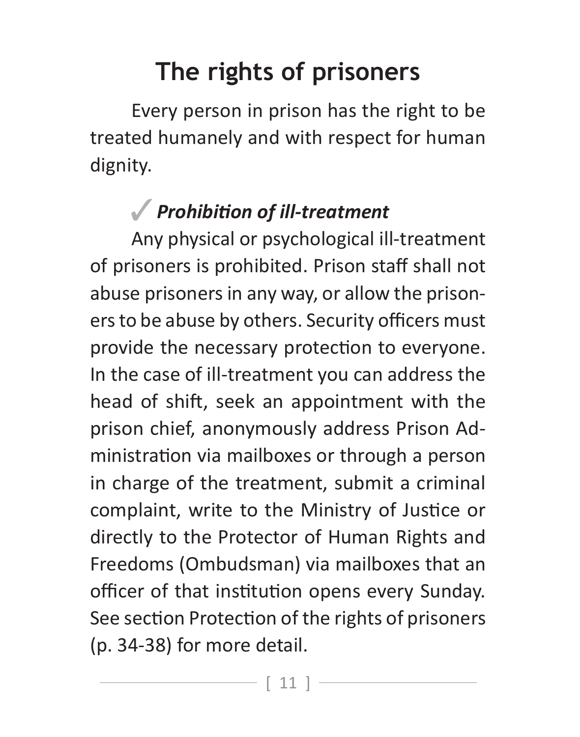# The rights of prisoners

Every person in prison has the right to be treated humanely and with respect for human dignity.

### ✓ *Prohibition of ill-treatment*

Any physical or psychological ill-treatment of prisoners is prohibited. Prison staff shall not abuse prisoners in any way, or allow the prisoners to be abuse by others. Security officers must provide the necessary protection to everyone. In the case of ill-treatment you can address the head of shift, seek an appointment with the prison chief, anonymously address Prison Administration via mailboxes or through a person in charge of the treatment, submit a criminal complaint, write to the Ministry of Justice or directly to the Protector of Human Rights and Freedoms (Ombudsman) via mailboxes that an officer of that institution opens every Sunday. See section Protection of the rights of prisoners (p. 34-38) for more detail.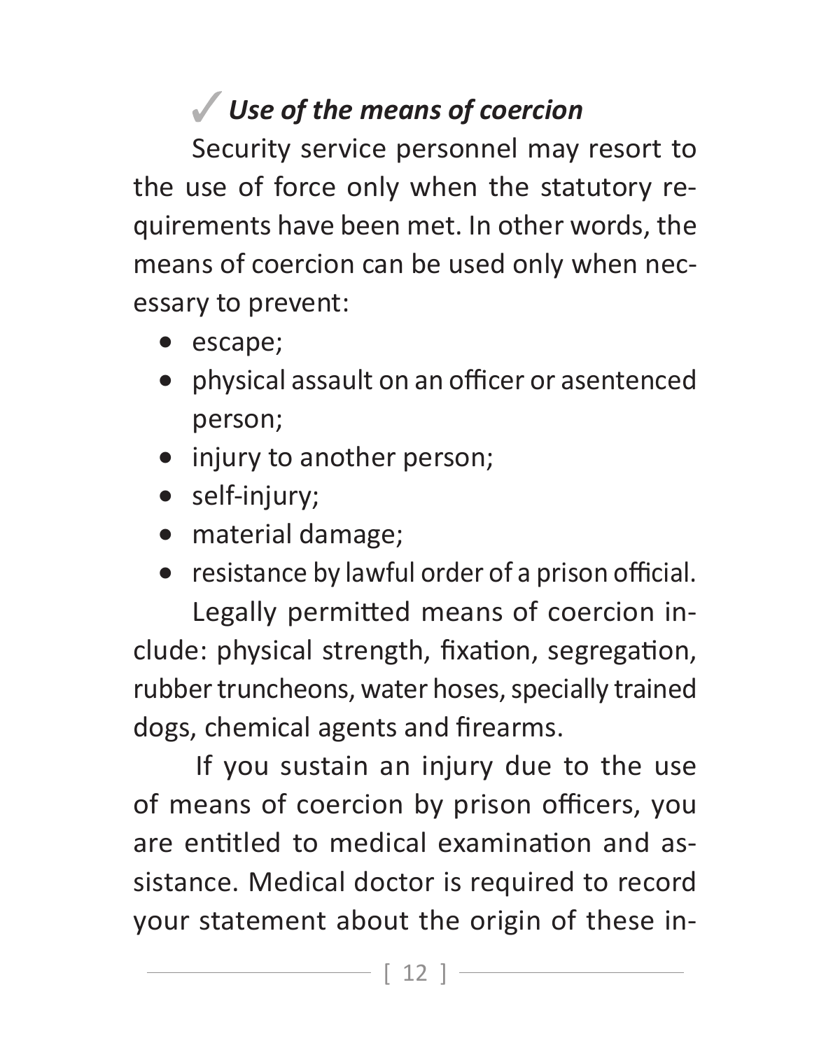### ✓ *Use of the means of coercion*

Security service personnel may resort to the use of force only when the statutory requirements have been met. In other words, the means of coercion can be used only when necessary to prevent:

- escape;
- physical assault on an officer or asentenced person;
- injury to another person;
- self-injury;
- material damage;
- resistance by lawful order of a prison official.

Legally permitted means of coercion include: physical strength, fixation, segregation, rubber truncheons, water hoses, specially trained dogs, chemical agents and firearms.

If you sustain an injury due to the use of means of coercion by prison officers, you are entitled to medical examination and assistance. Medical doctor is required to record your statement about the origin of these in-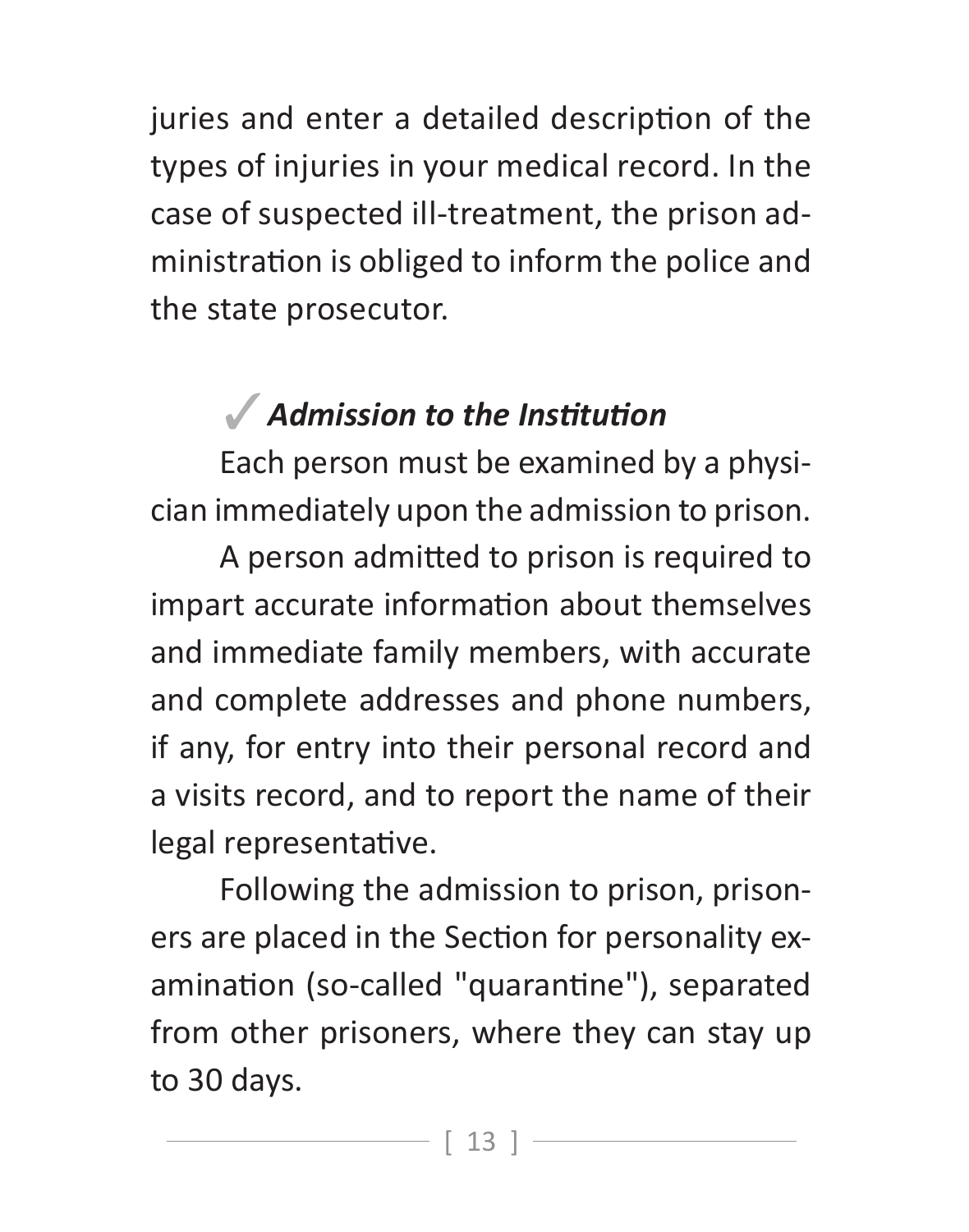juries and enter a detailed description of the types of injuries in your medical record. In the case of suspected ill-treatment, the prison administration is obliged to inform the police and the state prosecutor.

### ✓ *Admission to the Institution*

Each person must be examined by a physician immediately upon the admission to prison.

A person admitted to prison is required to impart accurate information about themselves and immediate family members, with accurate and complete addresses and phone numbers, if any, for entry into their personal record and a visits record, and to report the name of their legal representative.

Following the admission to prison, prisoners are placed in the Section for personality examination (so-called "quarantine"), separated from other prisoners, where they can stay up to 30 days.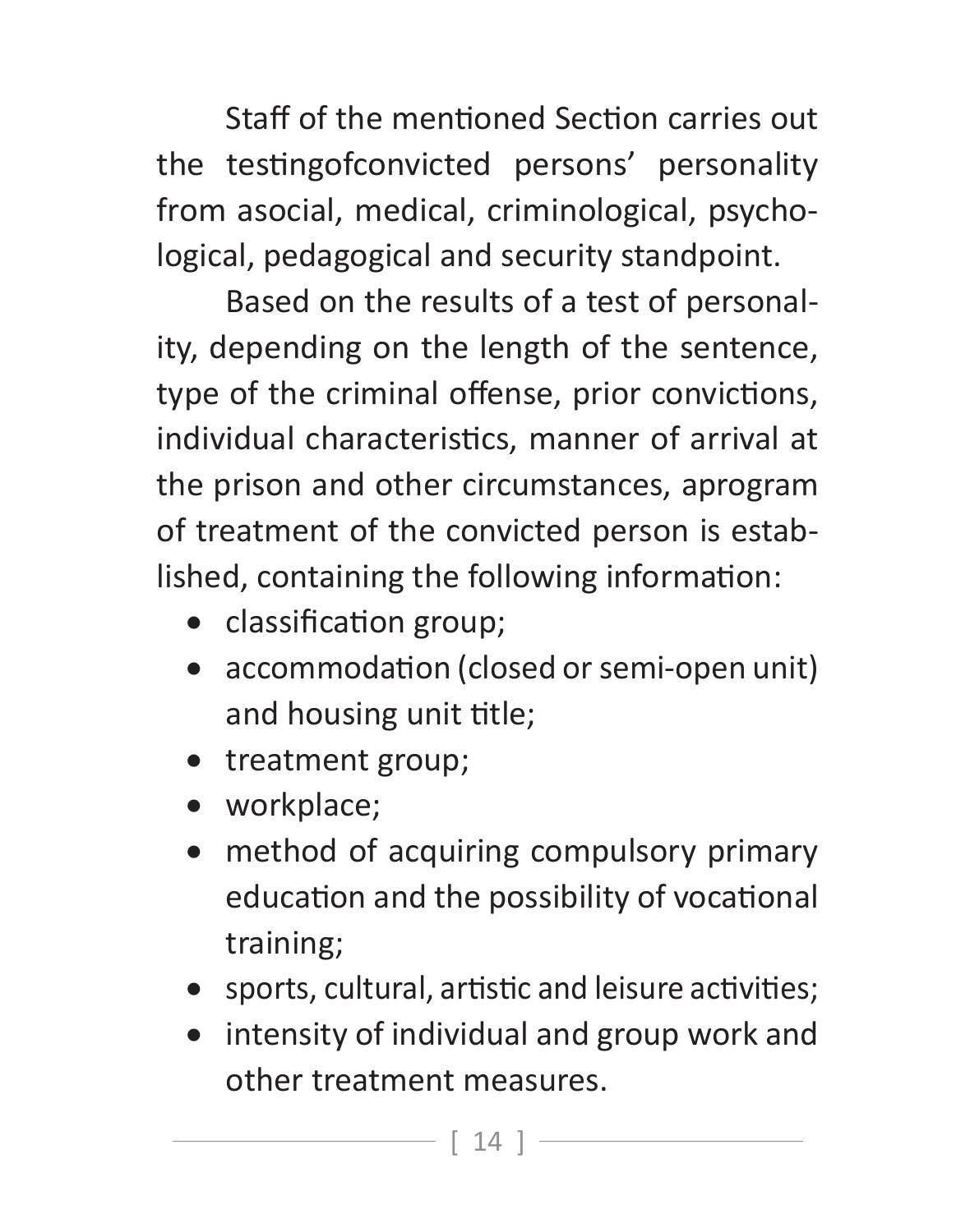Staff of the mentioned Section carries out the testingofconvicted persons' personality from asocial, medical, criminological, psychological, pedagogical and security standpoint.

Based on the results of a test of personality, depending on the length of the sentence, type of the criminal offense, prior convictions, individual characteristics, manner of arrival at the prison and other circumstances, aprogram of treatment of the convicted person is established, containing the following information:

- classification group;
- accommodation (closed or semi-open unit) and housing unit title;
- treatment group;
- workplace;
- method of acquiring compulsory primary education and the possibility of vocational training;
- sports, cultural, artistic and leisure activities;
- intensity of individual and group work and other treatment measures.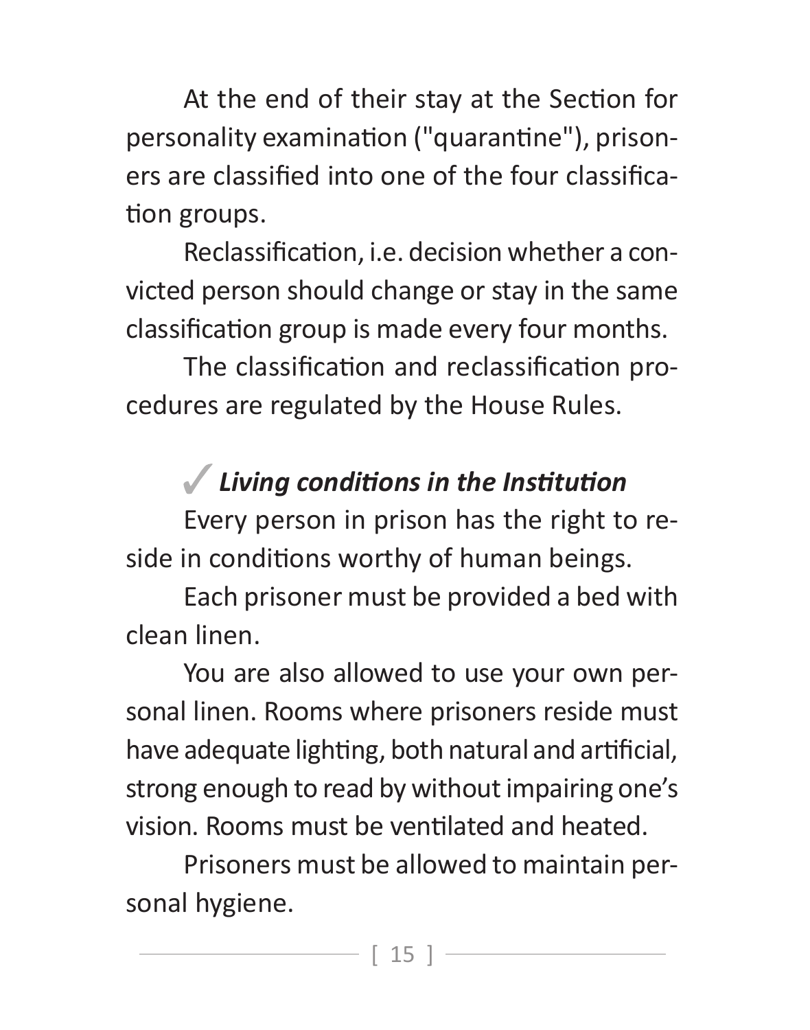At the end of their stay at the Section for personality examination ("quarantine"), prisoners are classified into one of the four classification groups.

Reclassification, i.e. decision whether a convicted person should change or stay in the same classification group is made every four months.

The classification and reclassification procedures are regulated by the House Rules.

### ✓ *Living conditions in the Institution*

Every person in prison has the right to reside in conditions worthy of human beings.

Each prisoner must be provided a bed with clean linen.

You are also allowed to use your own personal linen. Rooms where prisoners reside must have adequate lighting, both natural and artificial, strong enough to read by without impairing one's vision. Rooms must be ventilated and heated.

Prisoners must be allowed to maintain personal hygiene.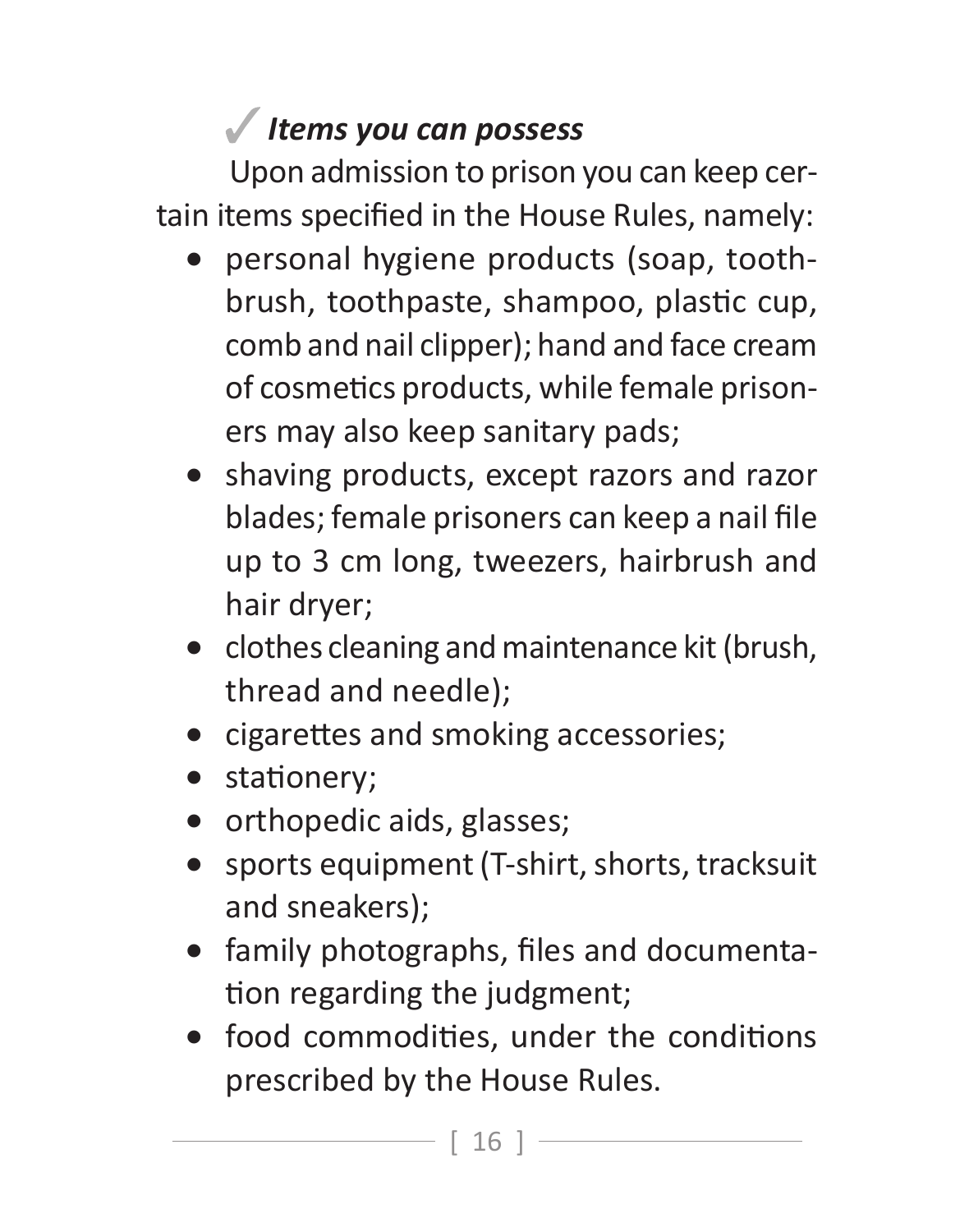### ✓ *Items you can possess*

Upon admission to prison you can keep certain items specified in the House Rules, namely:

- personal hygiene products (soap, toothbrush, toothpaste, shampoo, plastic cup, comb and nail clipper); hand and face cream of cosmetics products, while female prisoners may also keep sanitary pads;
- shaving products, except razors and razor blades; female prisoners can keep a nail file up to 3 cm long, tweezers, hairbrush and hair dryer;
- clothes cleaning and maintenance kit (brush, thread and needle);
- cigarettes and smoking accessories;
- stationery;
- orthopedic aids, glasses;
- sports equipment (T-shirt, shorts, tracksuit and sneakers);
- family photographs, files and documentation regarding the judgment;
- food commodities, under the conditions prescribed by the House Rules.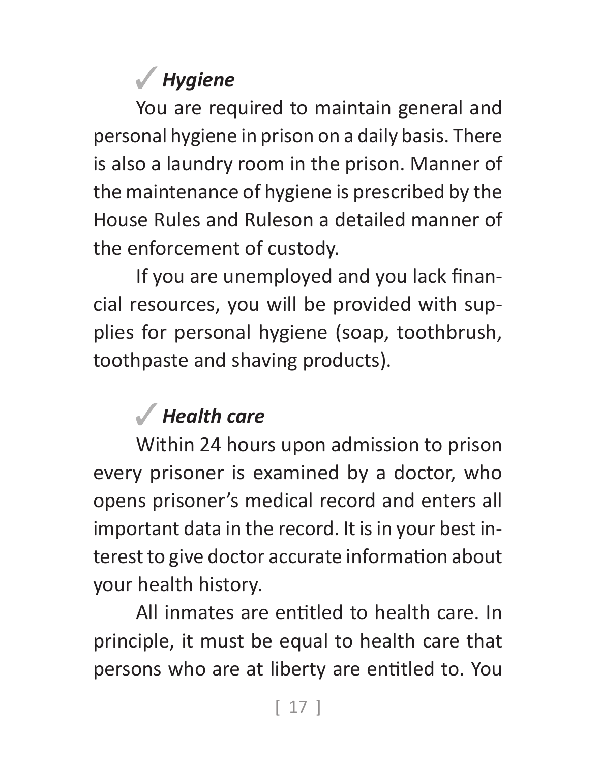### ✓ *Hygiene*

You are required to maintain general and personal hygiene in prison on a daily basis. There is also a laundry room in the prison. Manner of the maintenance of hygiene is prescribed by the House Rules and Ruleson a detailed manner of the enforcement of custody.

If you are unemployed and you lack financial resources, you will be provided with supplies for personal hygiene (soap, toothbrush, toothpaste and shaving products).

### ✓ *Health care*

Within 24 hours upon admission to prison every prisoner is examined by a doctor, who opens prisoner's medical record and enters all important data in the record. It is in your best interest to give doctor accurate information about your health history.

All inmates are entitled to health care. In principle, it must be equal to health care that persons who are at liberty are entitled to. You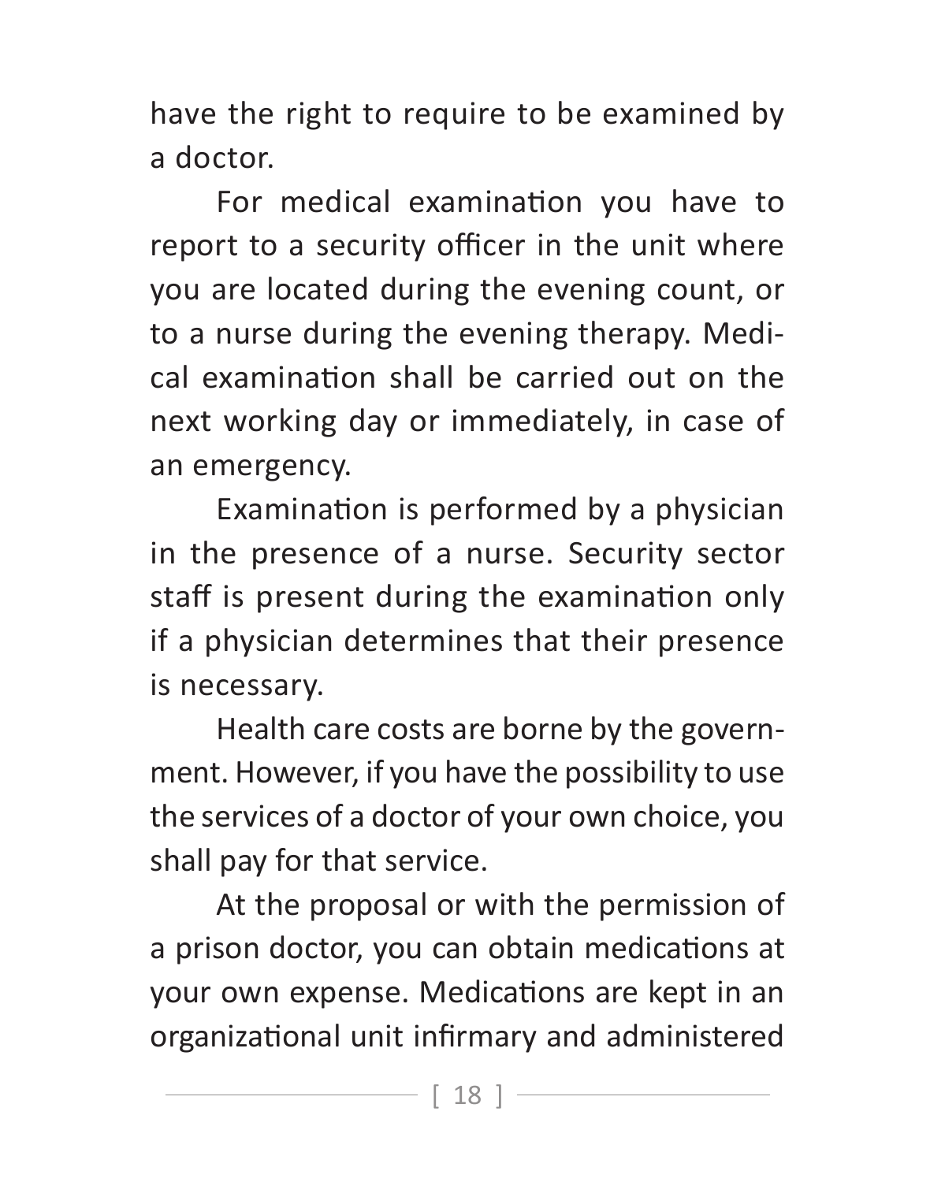have the right to require to be examined by a doctor.

For medical examination you have to report to a security officer in the unit where you are located during the evening count, or to a nurse during the evening therapy. Medical examination shall be carried out on the next working day or immediately, in case of an emergency.

Examination is performed by a physician in the presence of a nurse. Security sector staff is present during the examination only if a physician determines that their presence is necessary.

Health care costs are borne by the government. However, if you have the possibility to use the services of a doctor of your own choice, you shall pay for that service.

At the proposal or with the permission of a prison doctor, you can obtain medications at your own expense. Medications are kept in an organizational unit infirmary and administered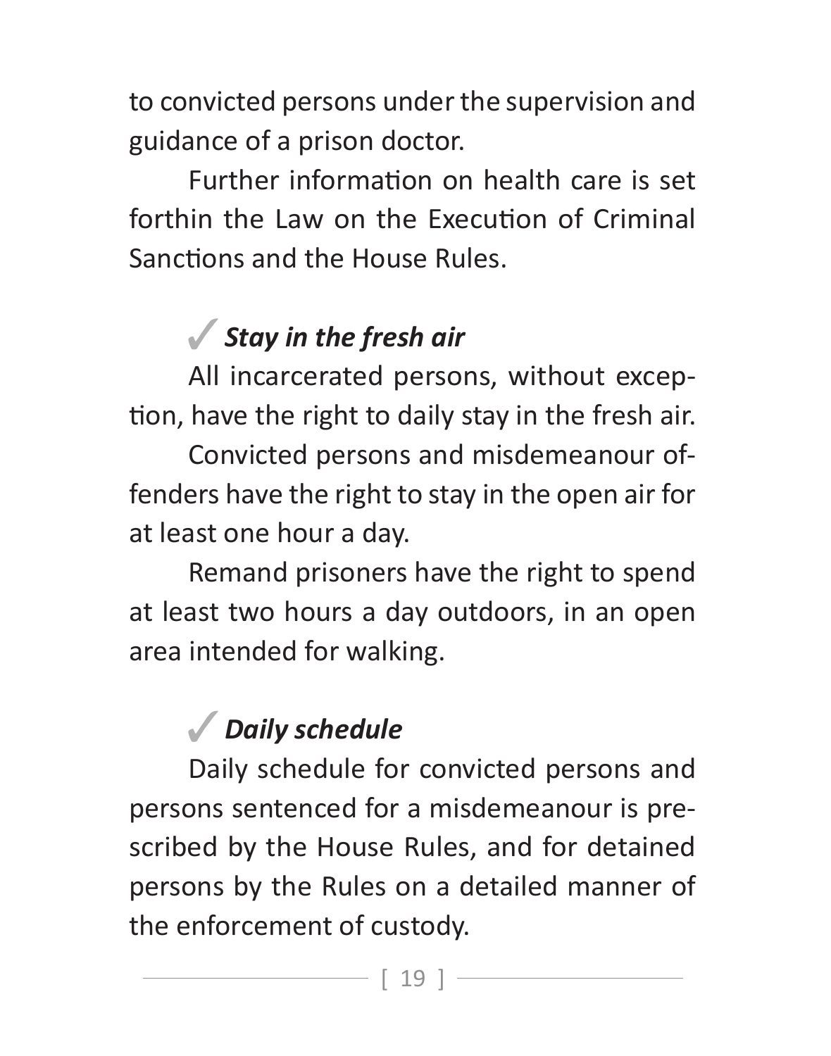to convicted persons under the supervision and guidance of a prison doctor.

Further information on health care is set forthin the Law on the Execution of Criminal Sanctions and the House Rules.

### ✓ *Stay in the fresh air*

All incarcerated persons, without exception, have the right to daily stay in the fresh air.

Convicted persons and misdemeanour offenders have the right to stay in the open air for at least one hour a day.

Remand prisoners have the right to spend at least two hours a day outdoors, in an open area intended for walking.

### ✓ *Daily schedule*

Daily schedule for convicted persons and persons sentenced for a misdemeanour is prescribed by the House Rules, and for detained persons by the Rules on a detailed manner of the enforcement of custody.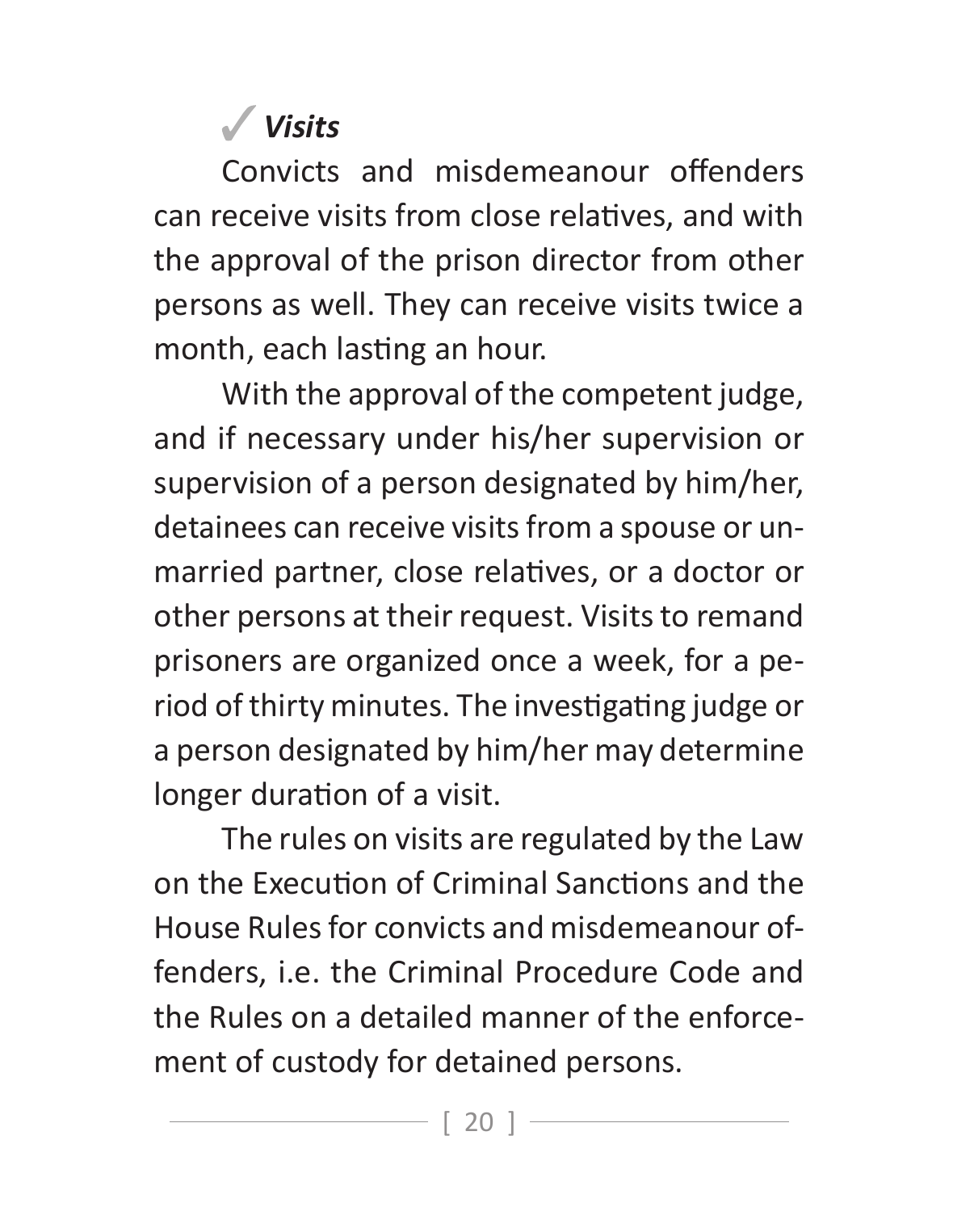### ✓ *Visits*

Convicts and misdemeanour offenders can receive visits from close relatives, and with the approval of the prison director from other persons as well. They can receive visits twice a month, each lasting an hour.

With the approval of the competent judge, and if necessary under his/her supervision or supervision of a person designated by him/her, detainees can receive visits from a spouse or unmarried partner, close relatives, or a doctor or other persons at their request. Visits to remand prisoners are organized once a week, for a period of thirty minutes. The investigating judge or a person designated by him/her may determine longer duration of a visit.

The rules on visits are regulated by the Law on the Execution of Criminal Sanctions and the House Rules for convicts and misdemeanour offenders, i.e. the Criminal Procedure Code and the Rules on a detailed manner of the enforcement of custody for detained persons.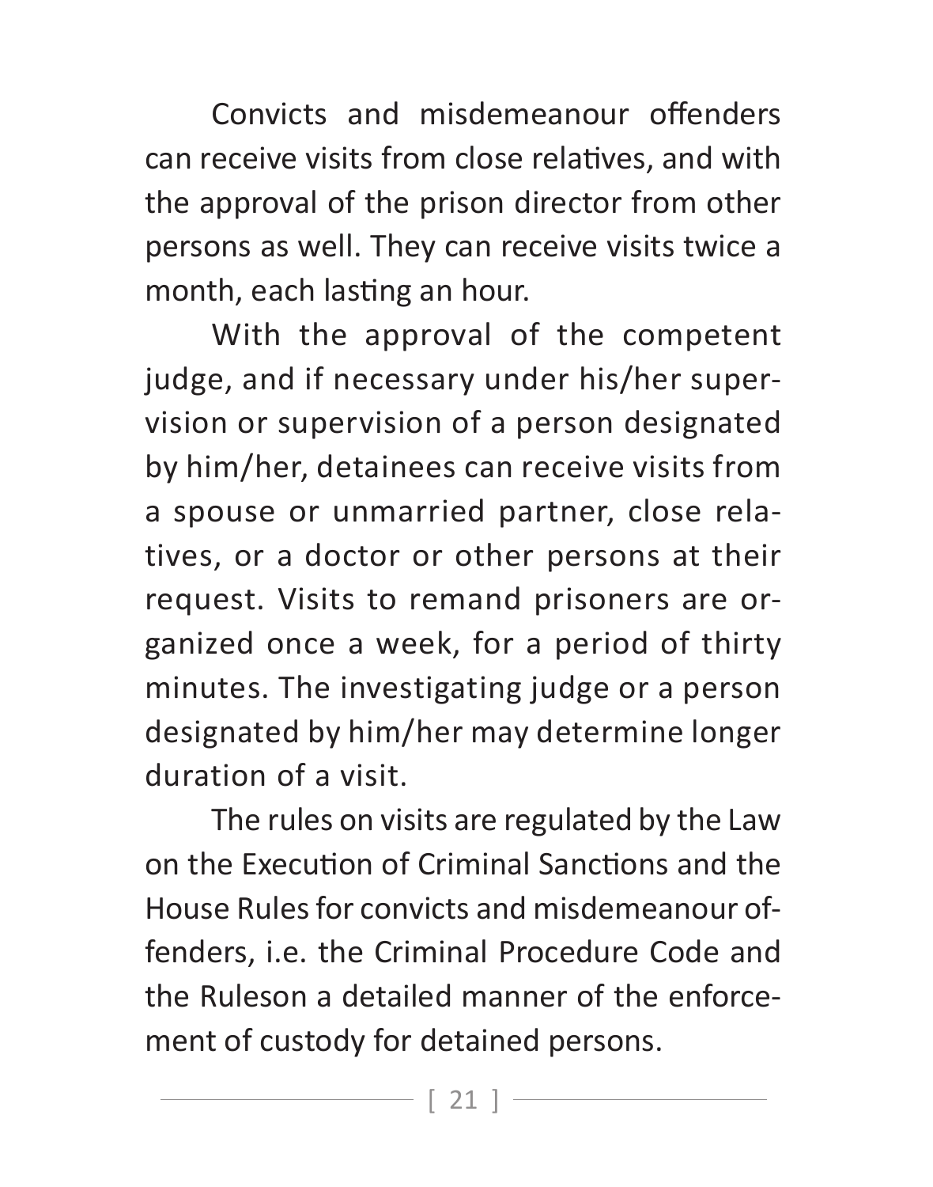Convicts and misdemeanour offenders can receive visits from close relatives, and with the approval of the prison director from other persons as well. They can receive visits twice a month, each lasting an hour.

With the approval of the competent judge, and if necessary under his/her supervision or supervision of a person designated by him/her, detainees can receive visits from a spouse or unmarried partner, close relatives, or a doctor or other persons at their request. Visits to remand prisoners are organized once a week, for a period of thirty minutes. The investigating judge or a person designated by him/her may determine longer duration of a visit.

The rules on visits are regulated by the Law on the Execution of Criminal Sanctions and the House Rules for convicts and misdemeanour offenders, i.e. the Criminal Procedure Code and the Ruleson a detailed manner of the enforcement of custody for detained persons.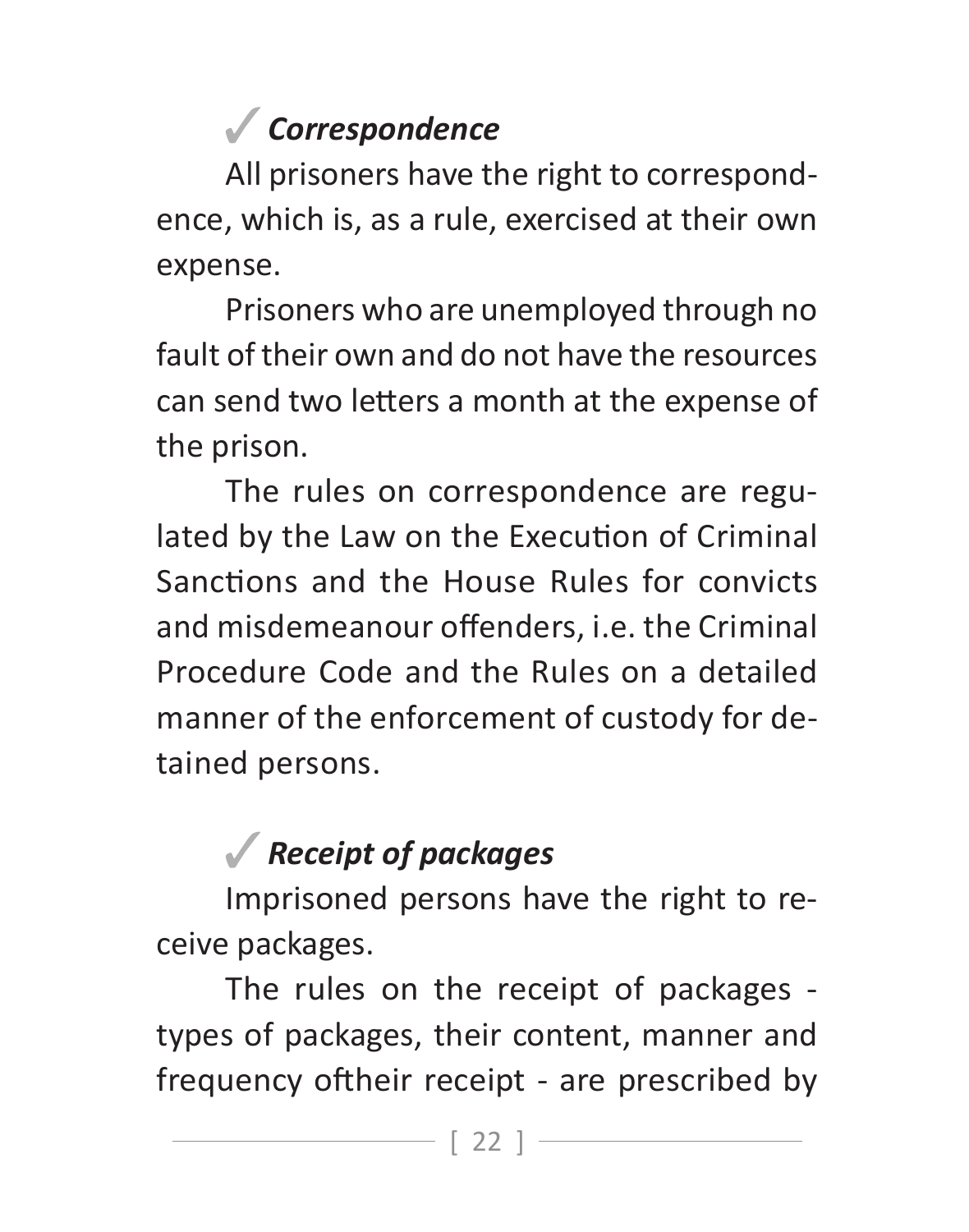### ✓ *Correspondence*

All prisoners have the right to correspondence, which is, as a rule, exercised at their own expense.

Prisoners who are unemployed through no fault of their own and do not have the resources can send two letters a month at the expense of the prison.

The rules on correspondence are regulated by the Law on the Execution of Criminal Sanctions and the House Rules for convicts and misdemeanour offenders, i.e. the Criminal Procedure Code and the Rules on a detailed manner of the enforcement of custody for detained persons.

### ✓ *Receipt of packages*

Imprisoned persons have the right to receive packages.

The rules on the receipt of packages - types of packages, their content, manner and frequency oftheir receipt - are prescribed by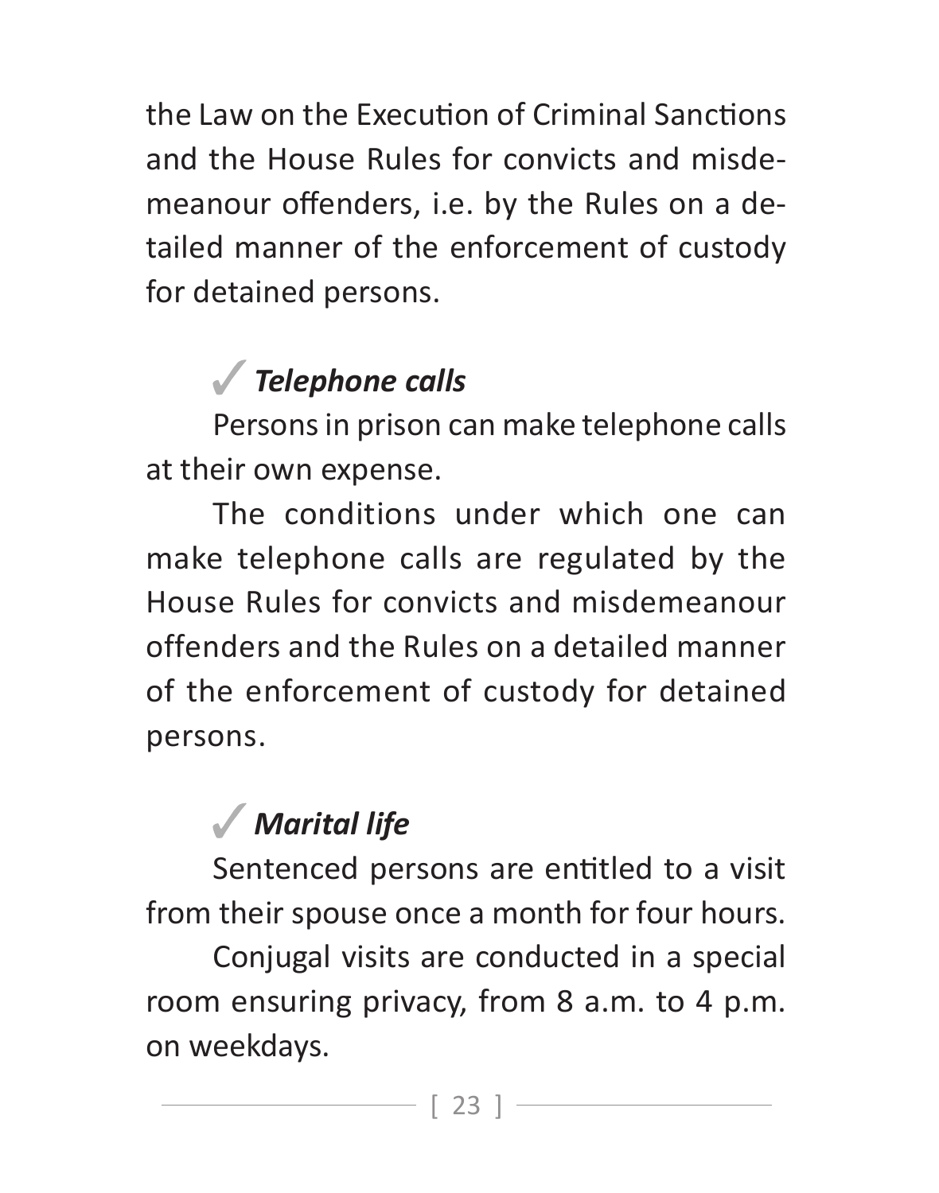the Law on the Execution of Criminal Sanctions and the House Rules for convicts and misdemeanour offenders, i.e. by the Rules on a detailed manner of the enforcement of custody for detained persons.

### ✓ *Telephone calls*

Persons in prison can make telephone calls at their own expense.

The conditions under which one can make telephone calls are regulated by the House Rules for convicts and misdemeanour offenders and the Rules on a detailed manner of the enforcement of custody for detained persons.

### ✓ *Marital life*

Sentenced persons are entitled to a visit from their spouse once a month for four hours.

Conjugal visits are conducted in a special room ensuring privacy, from 8 a.m. to 4 p.m. on weekdays.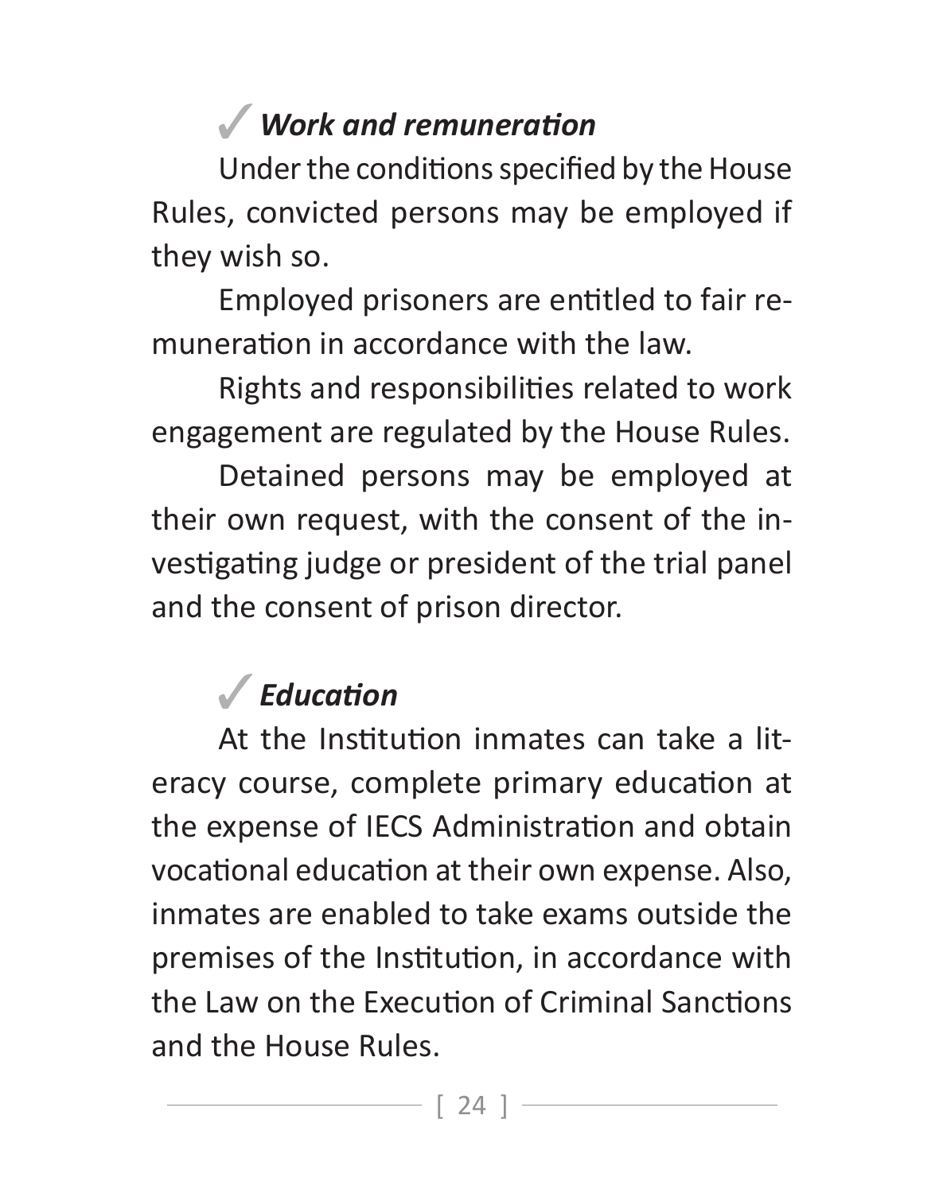### ✓ *Work and remuneration*

Under the conditions specified by the House Rules, convicted persons may be employed if they wish so.

Employed prisoners are entitled to fair remuneration in accordance with the law.

Rights and responsibilities related to work engagement are regulated by the House Rules.

Detained persons may be employed at their own request, with the consent of the investigating judge or president of the trial panel and the consent of prison director.

### ✓ *Education*

At the Institution inmates can take a literacy course, complete primary education at the expense of IECS Administration and obtain vocational education at their own expense. Also, inmates are enabled to take exams outside the premises of the Institution, in accordance with the Law on the Execution of Criminal Sanctions and the House Rules.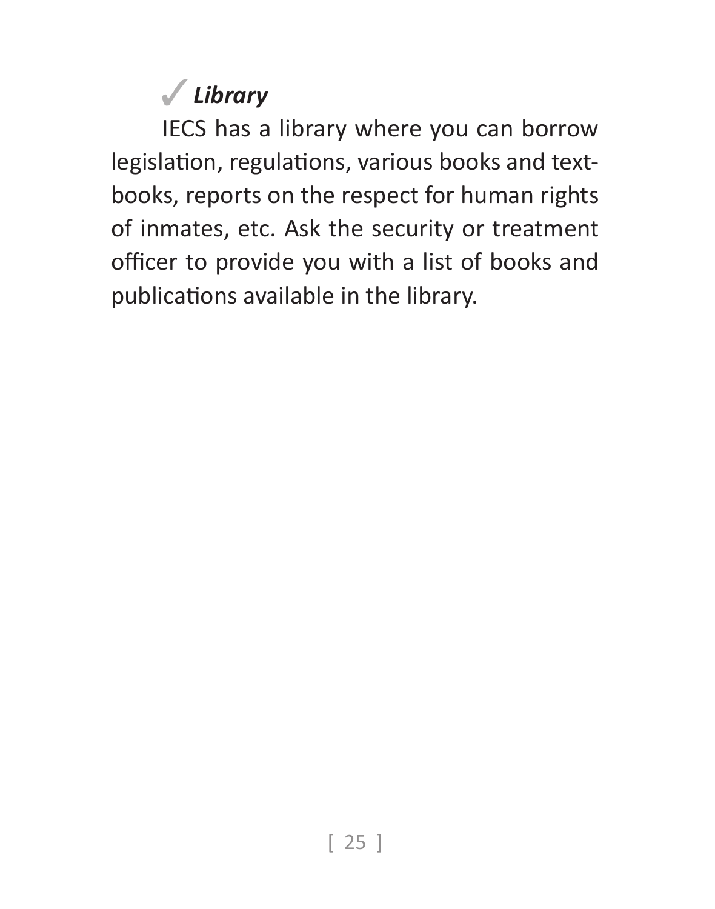### ✓ *Library*

IECS has a library where you can borrow legislation, regulations, various books and textbooks, reports on the respect for human rights of inmates, etc. Ask the security or treatment officer to provide you with a list of books and publications available in the library.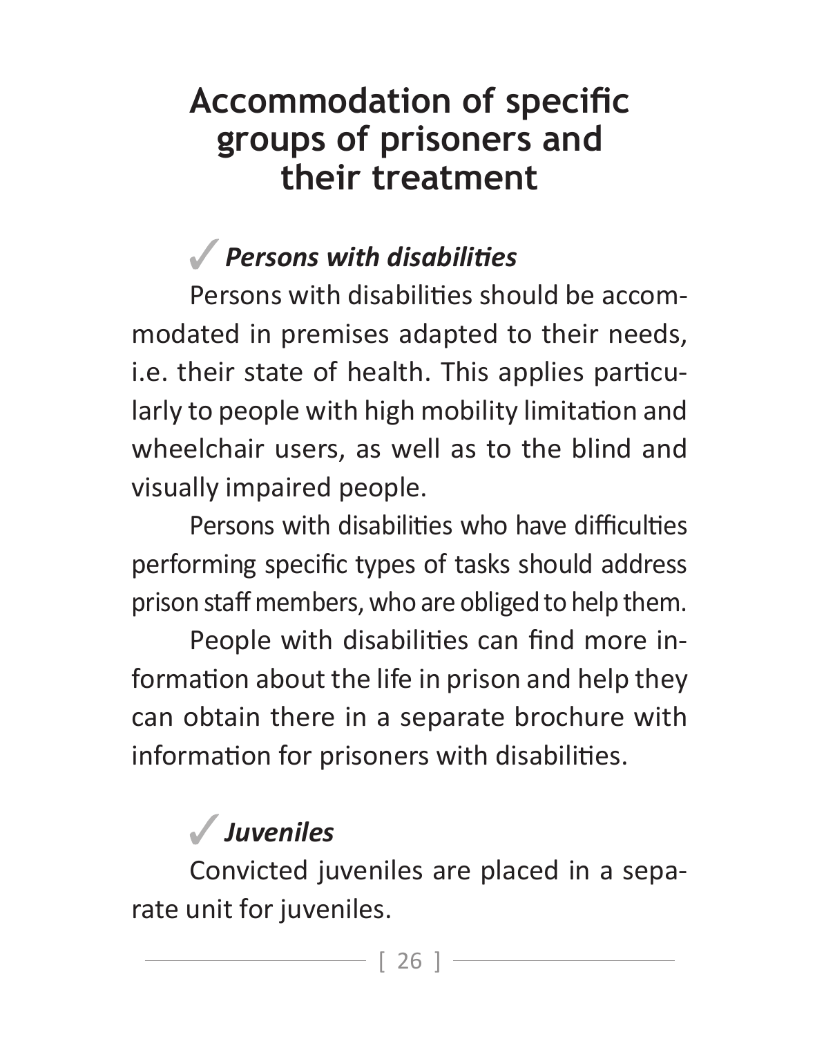# Accommodation of specific groups of prisoners and their treatment

### ✓ *Persons with disabilities*

Persons with disabilities should be accommodated in premises adapted to their needs, i.e. their state of health. This applies particularly to people with high mobility limitation and wheelchair users, as well as to the blind and visually impaired people.

Persons with disabilities who have difficulties performing specific types of tasks should address prison staff members, who are obliged to help them.

People with disabilities can find more information about the life in prison and help they can obtain there in a separate brochure with information for prisoners with disabilities.

### ✓ *Juveniles*

Convicted juveniles are placed in a separate unit for juveniles.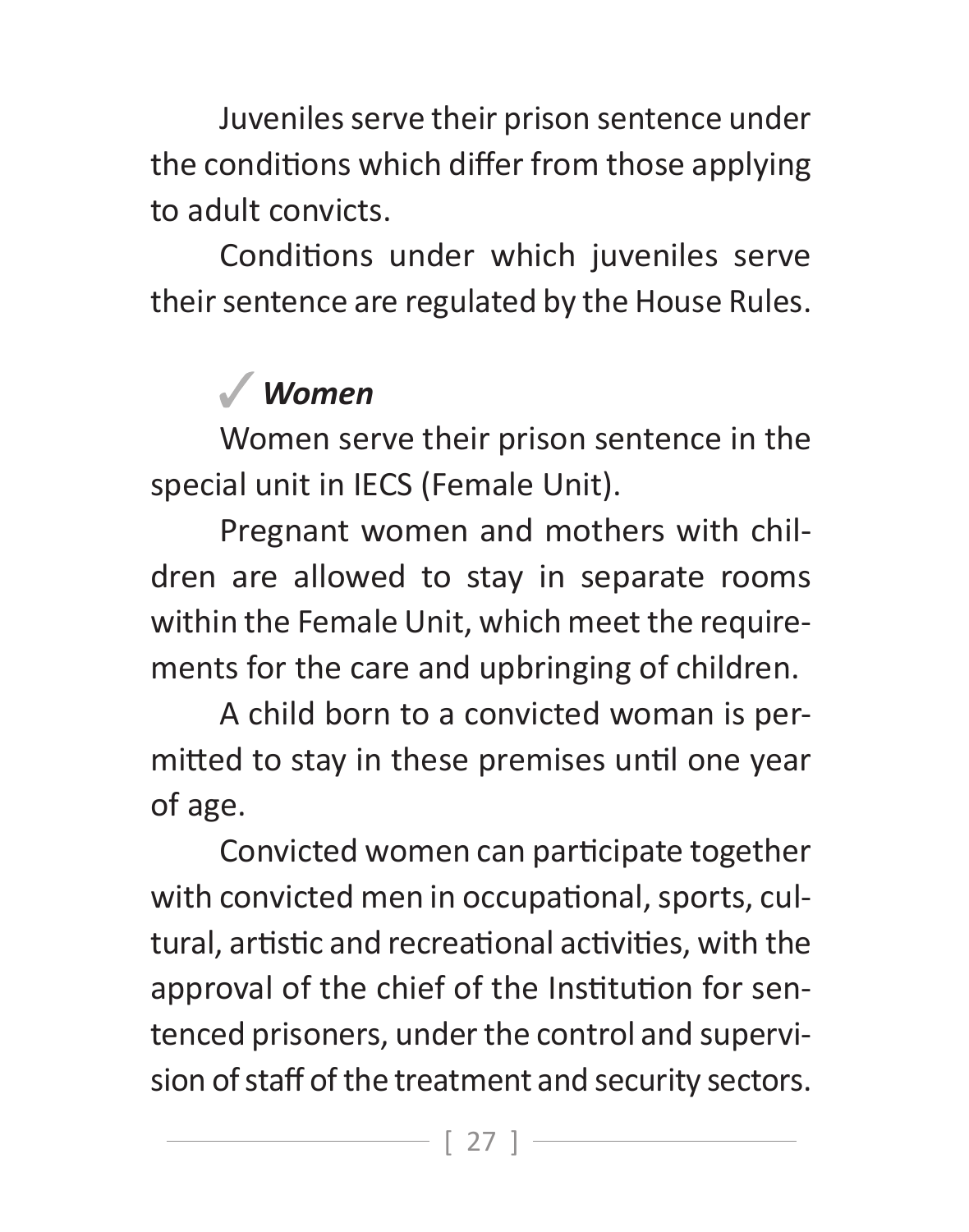Juveniles serve their prison sentence under the conditions which differ from those applying to adult convicts.

Conditions under which juveniles serve their sentence are regulated by the House Rules.

### ✓ *Women*

Women serve their prison sentence in the special unit in IECS (Female Unit).

Pregnant women and mothers with children are allowed to stay in separate rooms within the Female Unit, which meet the requirements for the care and upbringing of children.

A child born to a convicted woman is permitted to stay in these premises until one year of age.

Convicted women can participate together with convicted men in occupational, sports, cultural, artistic and recreational activities, with the approval of the chief of the Institution for sentenced prisoners, under the control and supervision of staff of the treatment and security sectors.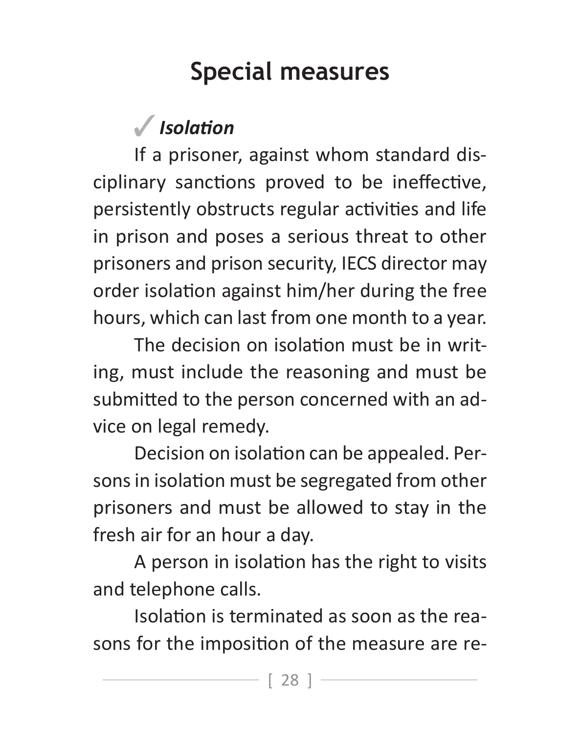# Special measures

### ✓ *Isolation*

If a prisoner, against whom standard disciplinary sanctions proved to be ineffective, persistently obstructs regular activities and life in prison and poses a serious threat to other prisoners and prison security, IECS director may order isolation against him/her during the free hours, which can last from one month to a year.

The decision on isolation must be in writing, must include the reasoning and must be submitted to the person concerned with an advice on legal remedy.

Decision on isolation can be appealed. Persons in isolation must be segregated from other prisoners and must be allowed to stay in the fresh air for an hour a day.

A person in isolation has the right to visits and telephone calls.

Isolation is terminated as soon as the reasons for the imposition of the measure are re-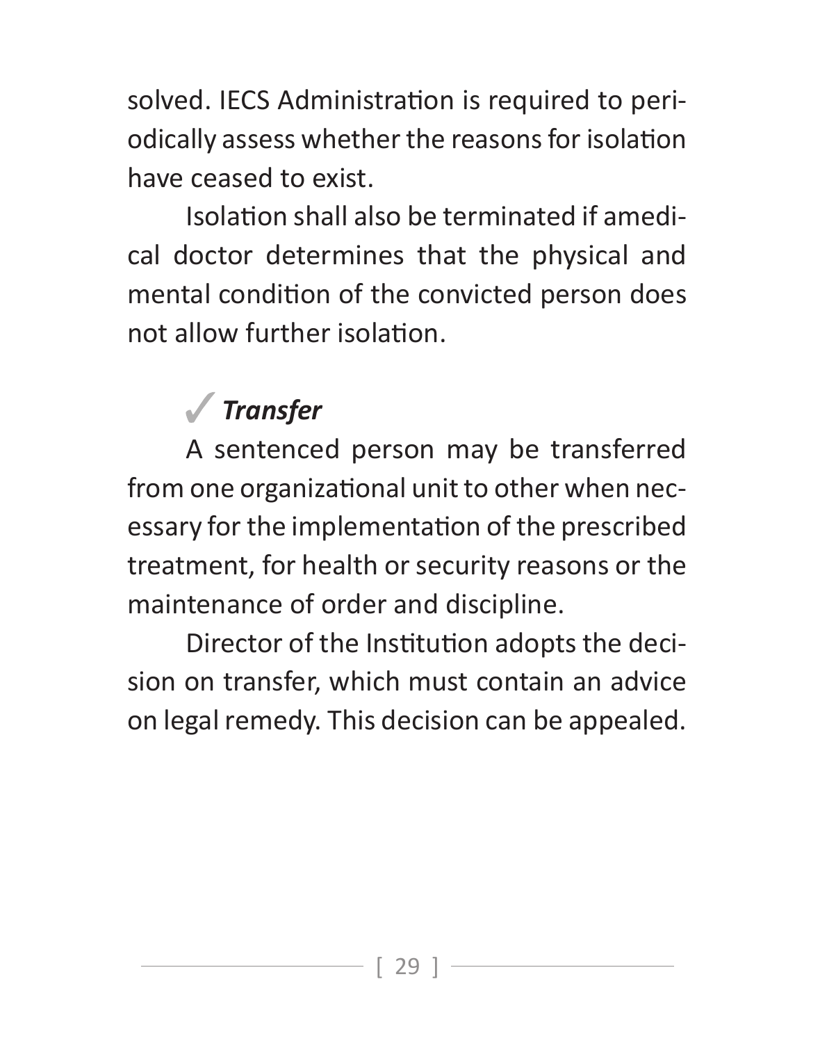solved. IECS Administration is required to periodically assess whether the reasons for isolation have ceased to exist.

Isolation shall also be terminated if amedical doctor determines that the physical and mental condition of the convicted person does not allow further isolation.

### ✓ *Transfer*

A sentenced person may be transferred from one organizational unit to other when necessary for the implementation of the prescribed treatment, for health or security reasons or the maintenance of order and discipline.

Director of the Institution adopts the decision on transfer, which must contain an advice on legal remedy. This decision can be appealed.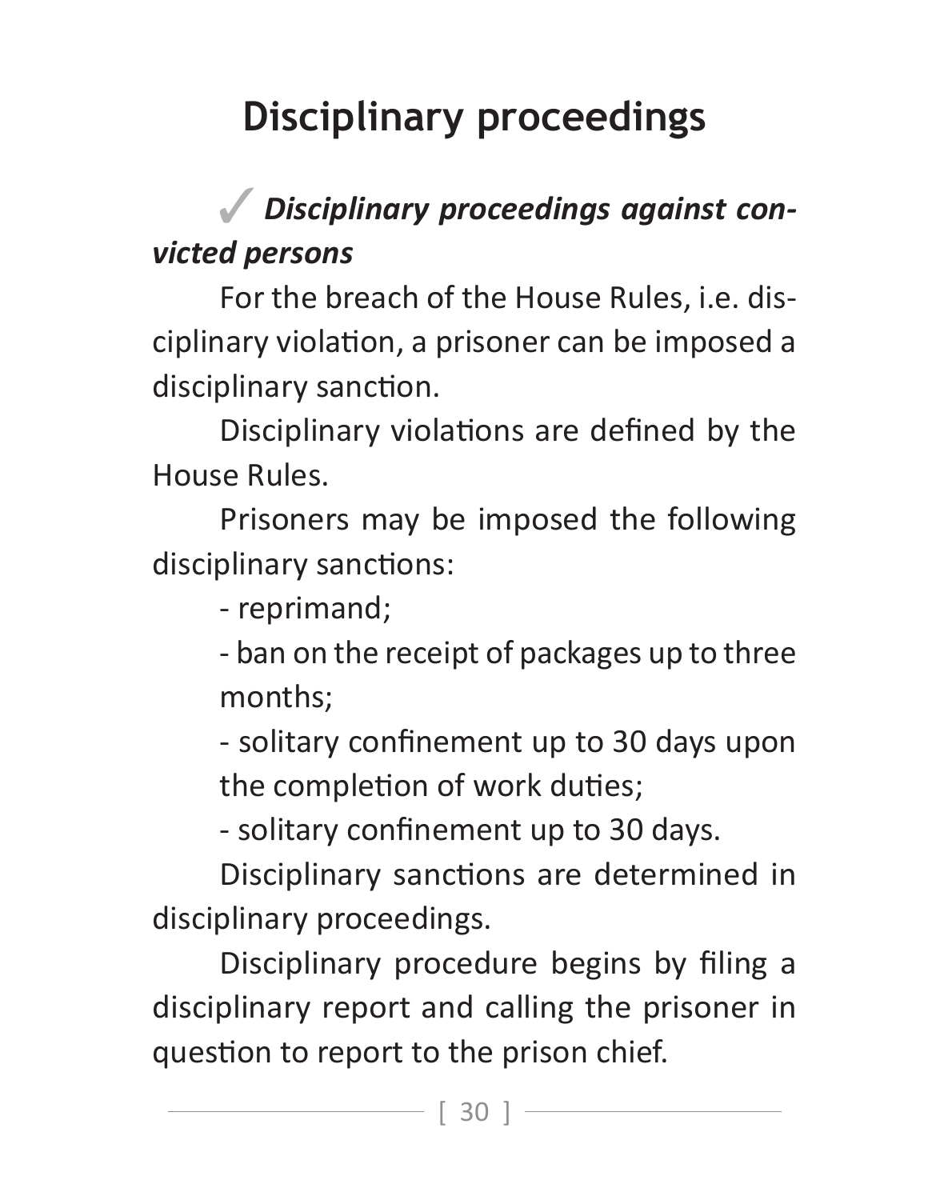# Disciplinary proceedings

### ✓ *Disciplinary proceedings against convicted persons*

For the breach of the House Rules, i.e. disciplinary violation, a prisoner can be imposed a disciplinary sanction.

Disciplinary violations are defined by the House Rules.

Prisoners may be imposed the following disciplinary sanctions:

- reprimand;
- ban on the receipt of packages up to three months;
- solitary confinement up to 30 days upon the completion of work duties;
- solitary confinement up to 30 days.

Disciplinary sanctions are determined in disciplinary proceedings.

Disciplinary procedure begins by filing a disciplinary report and calling the prisoner in question to report to the prison chief.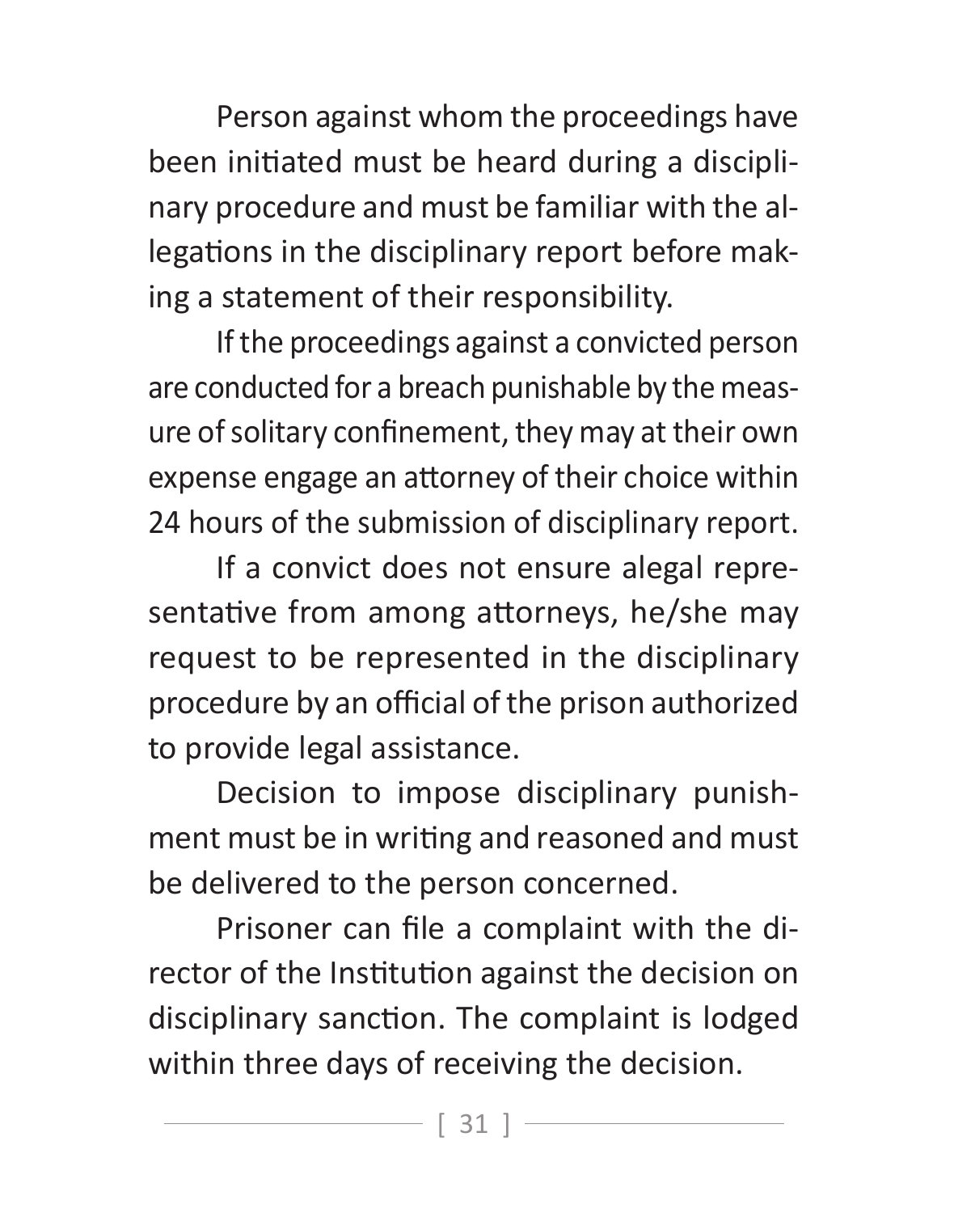Person against whom the proceedings have been initiated must be heard during a disciplinary procedure and must be familiar with the allegations in the disciplinary report before making a statement of their responsibility.

If the proceedings against a convicted person are conducted for a breach punishable by the measure of solitary confinement, they may at their own expense engage an attorney of their choice within 24 hours of the submission of disciplinary report.

If a convict does not ensure alegal representative from among attorneys, he/she may request to be represented in the disciplinary procedure by an official of the prison authorized to provide legal assistance.

Decision to impose disciplinary punishment must be in writing and reasoned and must be delivered to the person concerned.

Prisoner can file a complaint with the director of the Institution against the decision on disciplinary sanction. The complaint is lodged within three days of receiving the decision.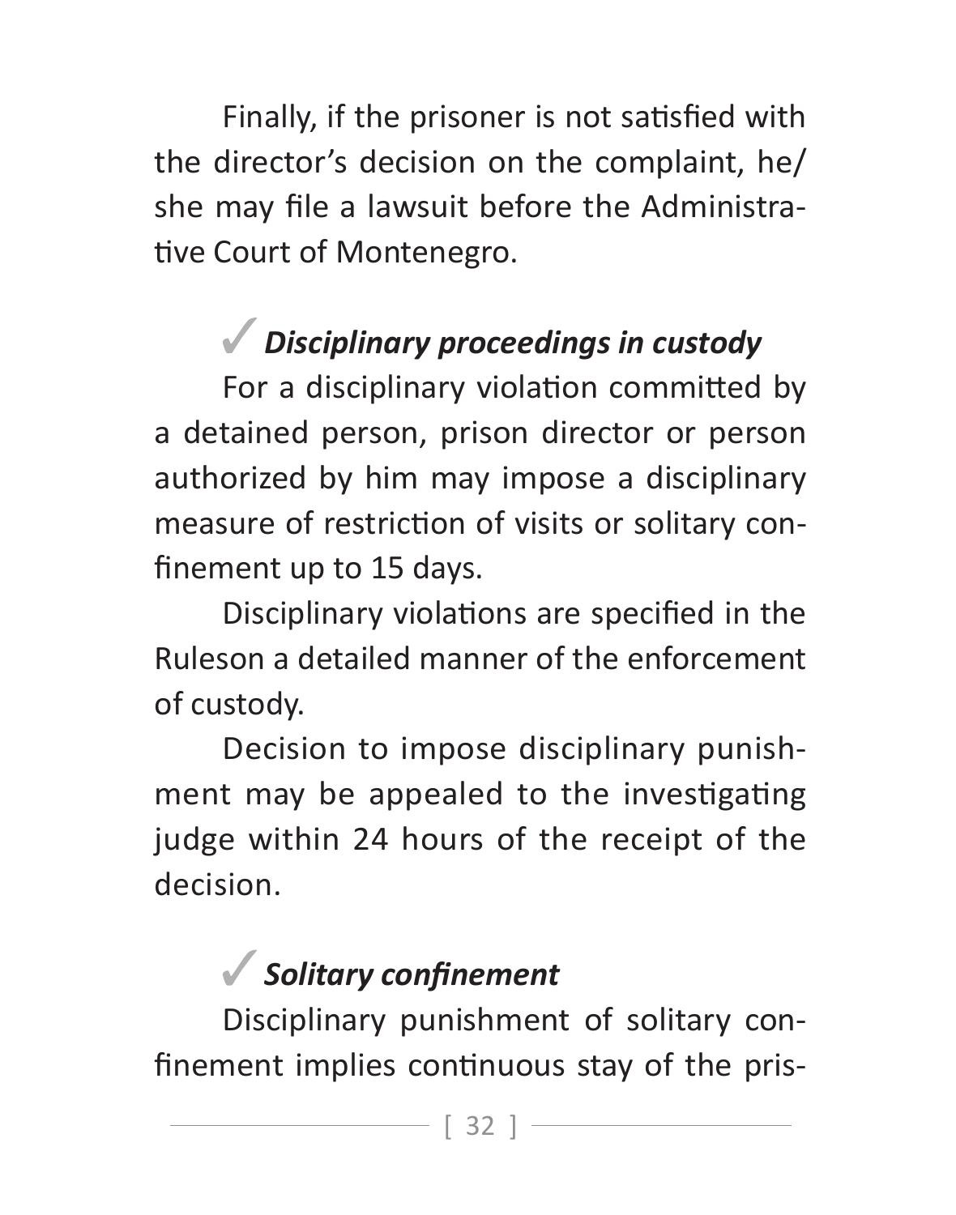Finally, if the prisoner is not satisfied with the director's decision on the complaint, he/she may file a lawsuit before the Administrative Court of Montenegro.

### ✓ *Disciplinary proceedings in custody*

For a disciplinary violation committed by a detained person, prison director or person authorized by him may impose a disciplinary measure of restriction of visits or solitary confinement up to 15 days.

Disciplinary violations are specified in the Ruleson a detailed manner of the enforcement of custody.

Decision to impose disciplinary punishment may be appealed to the investigating judge within 24 hours of the receipt of the decision.

### ✓ *Solitary confinement*

Disciplinary punishment of solitary confinement implies continuous stay of the pris-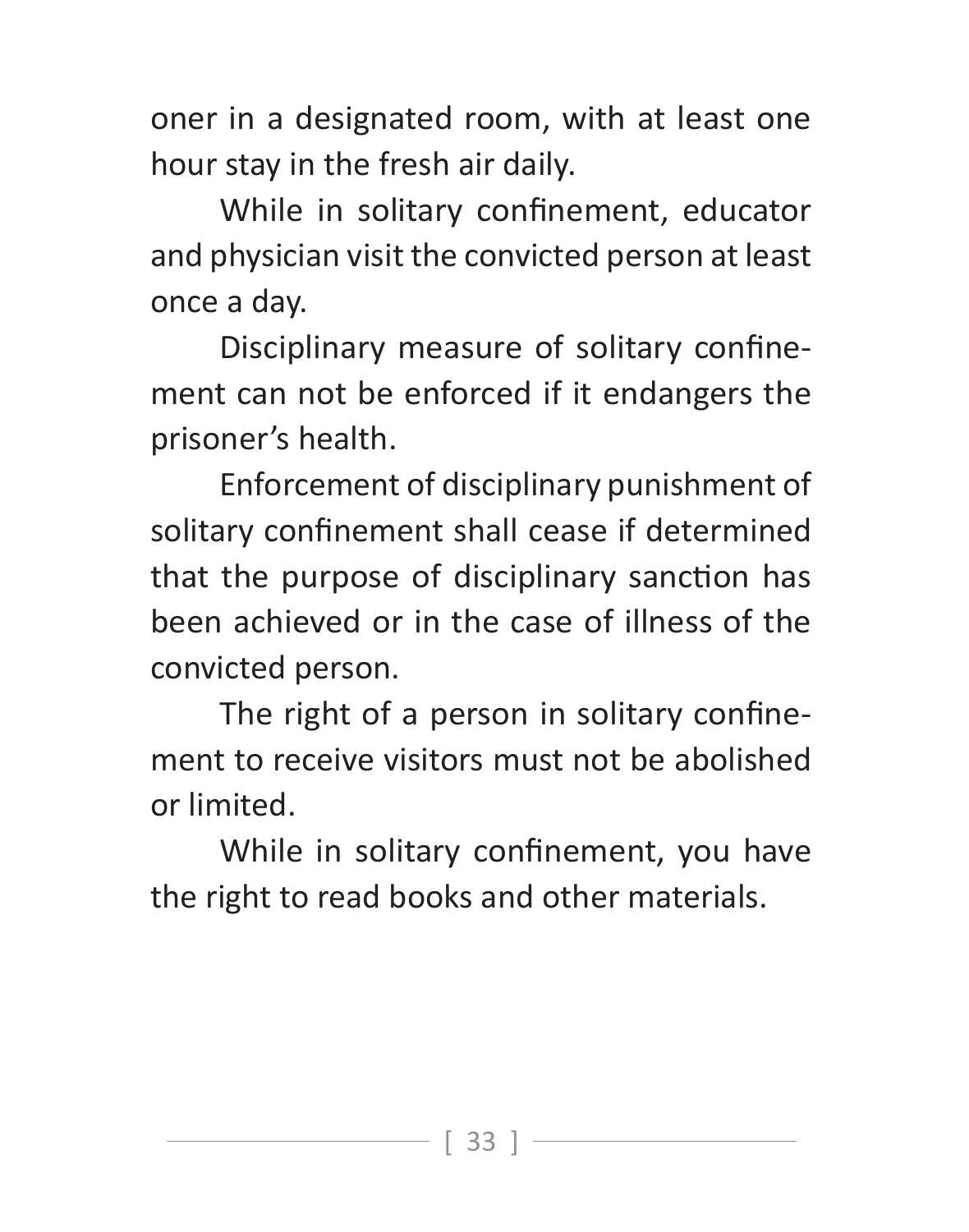oner in a designated room, with at least one hour stay in the fresh air daily.

While in solitary confinement, educator and physician visit the convicted person at least once a day.

Disciplinary measure of solitary confinement can not be enforced if it endangers the prisoner's health.

Enforcement of disciplinary punishment of solitary confinement shall cease if determined that the purpose of disciplinary sanction has been achieved or in the case of illness of the convicted person.

The right of a person in solitary confinement to receive visitors must not be abolished or limited.

While in solitary confinement, you have the right to read books and other materials.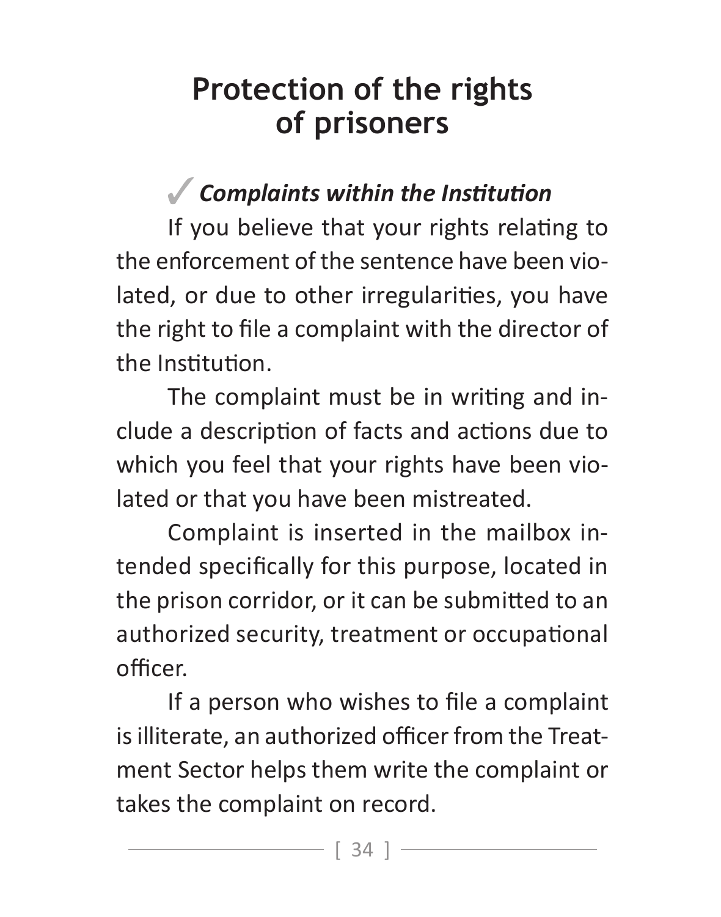# Protection of the rights of prisoners

## ✓ *Complaints within the Institution*

If you believe that your rights relating to the enforcement of the sentence have been violated, or due to other irregularities, you have the right to file a complaint with the director of the Institution.

The complaint must be in writing and include a description of facts and actions due to which you feel that your rights have been violated or that you have been mistreated.

Complaint is inserted in the mailbox intended specifically for this purpose, located in the prison corridor, or it can be submitted to an authorized security, treatment or occupational officer.

If a person who wishes to file a complaint is illiterate, an authorized officer from the Treatment Sector helps them write the complaint or takes the complaint on record.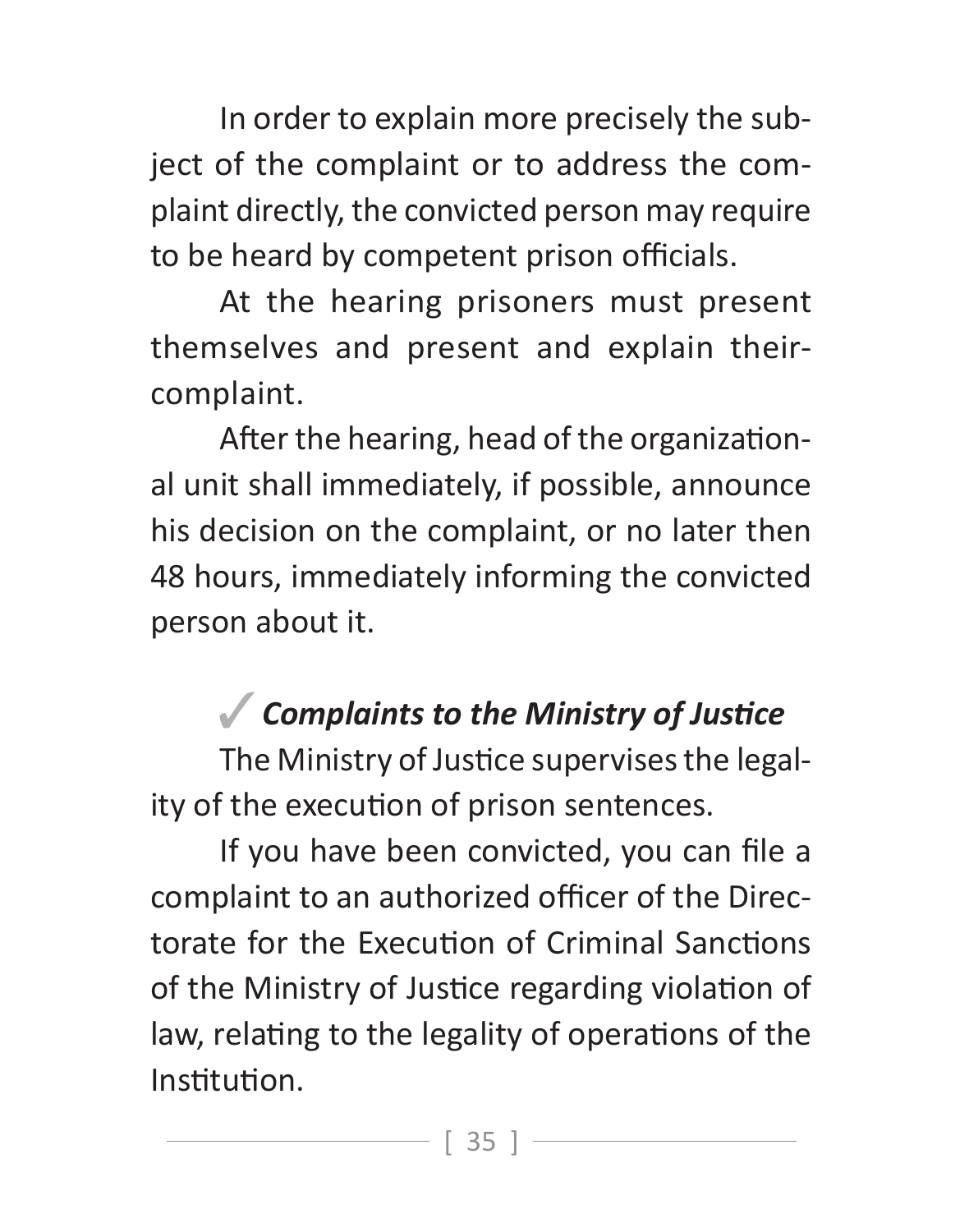In order to explain more precisely the subject of the complaint or to address the complaint directly, the convicted person may require to be heard by competent prison officials.

At the hearing prisoners must present themselves and present and explain their-complaint.

After the hearing, head of the organizational unit shall immediately, if possible, announce his decision on the complaint, or no later then 48 hours, immediately informing the convicted person about it.

### ✓ *Complaints to the Ministry of Justice*

The Ministry of Justice supervises the legality of the execution of prison sentences.

If you have been convicted, you can file a complaint to an authorized officer of the Directorate for the Execution of Criminal Sanctions of the Ministry of Justice regarding violation of law, relating to the legality of operations of the Institution.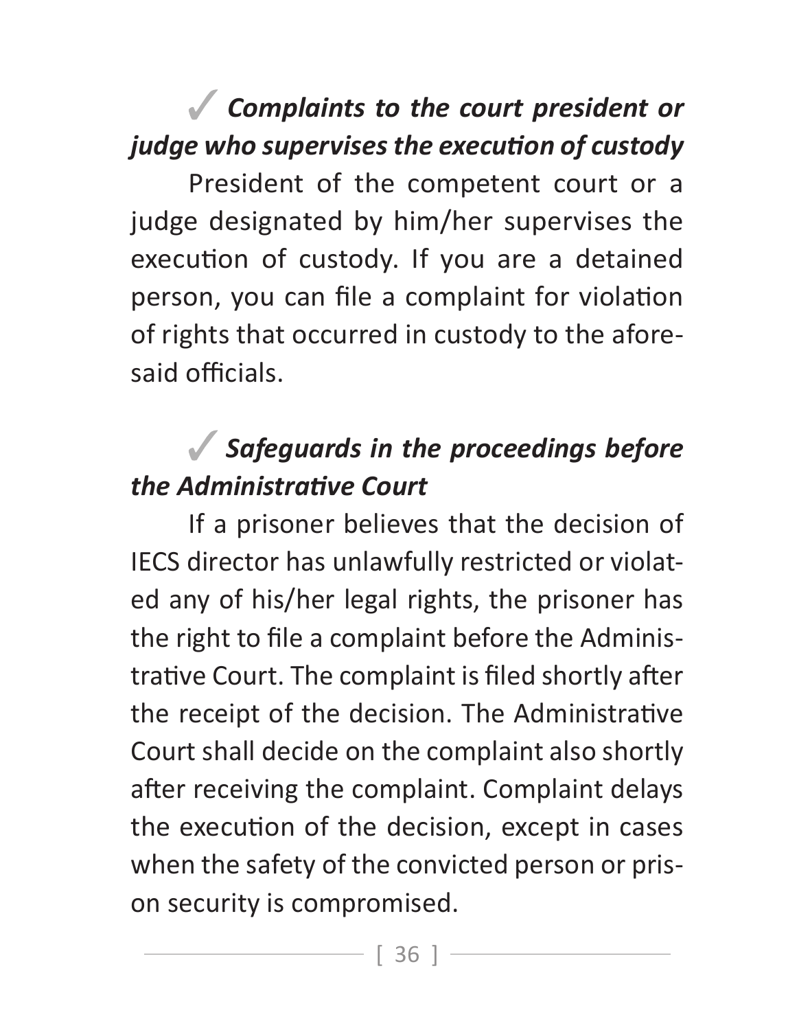### ✓ *Complaints to the court president or judge who supervises the execution of custody*

President of the competent court or a judge designated by him/her supervises the execution of custody. If you are a detained person, you can file a complaint for violation of rights that occurred in custody to the aforesaid officials.

### ✓ *Safeguards in the proceedings before the Administrative Court*

If a prisoner believes that the decision of IECS director has unlawfully restricted or violated any of his/her legal rights, the prisoner has the right to file a complaint before the Administrative Court. The complaint is filed shortly after the receipt of the decision. The Administrative Court shall decide on the complaint also shortly after receiving the complaint. Complaint delays the execution of the decision, except in cases when the safety of the convicted person or prison security is compromised.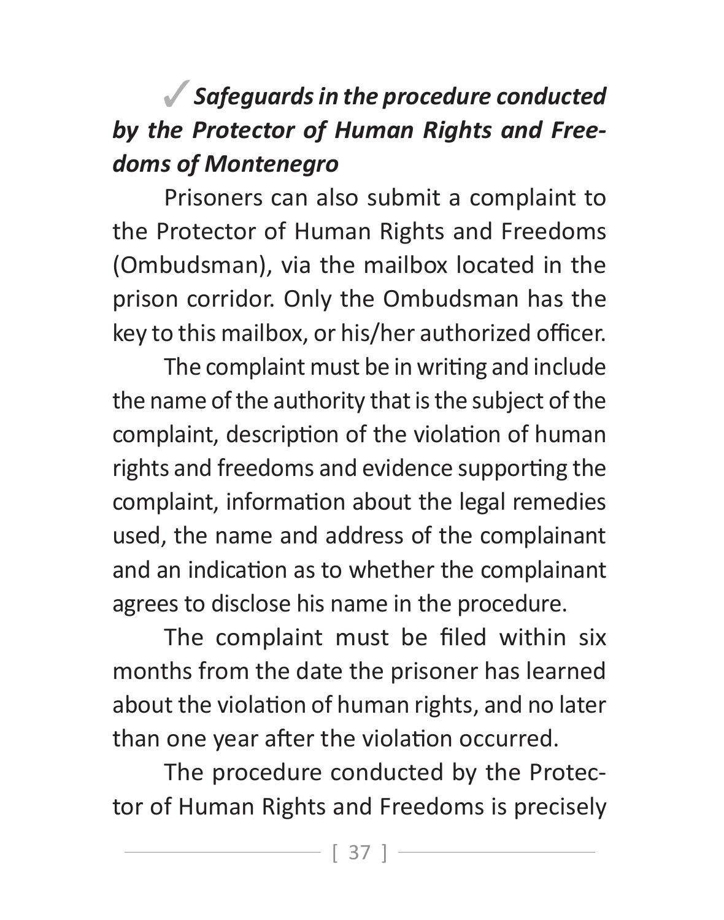### ✓ *Safeguards in the procedure conducted by the Protector of Human Rights and Freedoms of Montenegro*

Prisoners can also submit a complaint to the Protector of Human Rights and Freedoms (Ombudsman), via the mailbox located in the prison corridor. Only the Ombudsman has the key to this mailbox, or his/her authorized officer.

The complaint must be in writing and include the name of the authority that is the subject of the complaint, description of the violation of human rights and freedoms and evidence supporting the complaint, information about the legal remedies used, the name and address of the complainant and an indication as to whether the complainant agrees to disclose his name in the procedure.

The complaint must be filed within six months from the date the prisoner has learned about the violation of human rights, and no later than one year after the violation occurred.

The procedure conducted by the Protector of Human Rights and Freedoms is precisely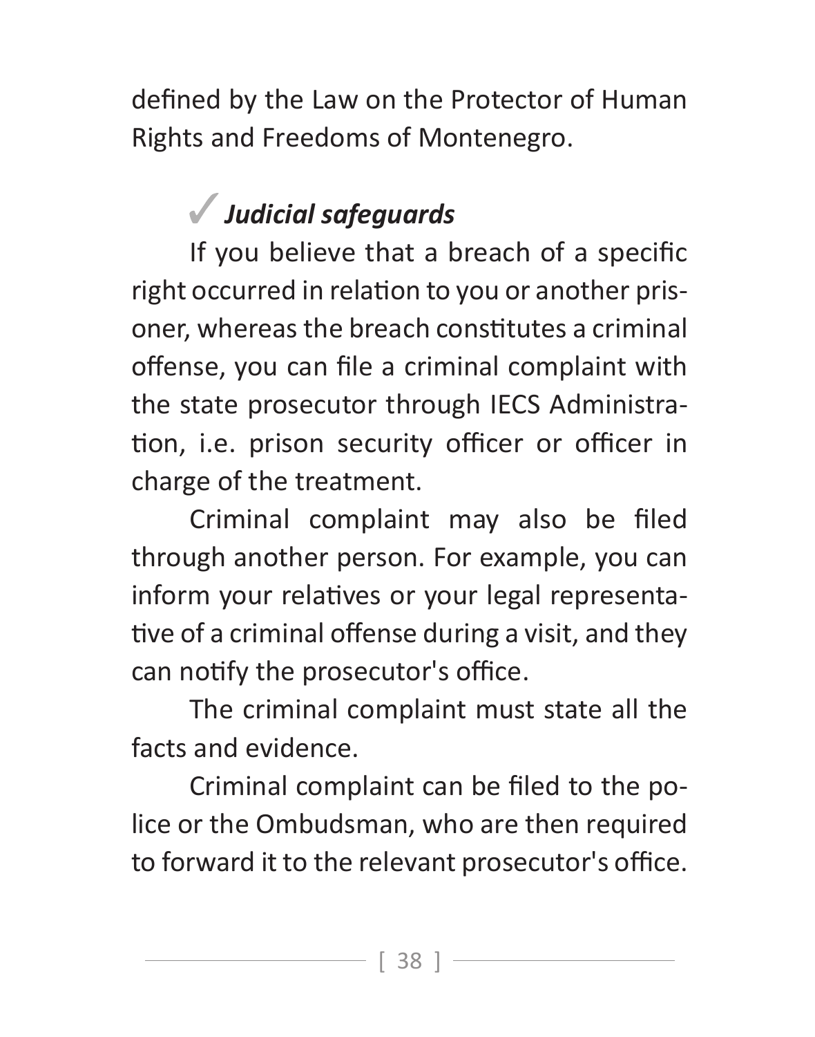defined by the Law on the Protector of Human Rights and Freedoms of Montenegro.

### ✓ *Judicial safeguards*

If you believe that a breach of a specific right occurred in relation to you or another prisoner, whereas the breach constitutes a criminal offense, you can file a criminal complaint with the state prosecutor through IECS Administration, i.e. prison security officer or officer in charge of the treatment.

Criminal complaint may also be filed through another person. For example, you can inform your relatives or your legal representative of a criminal offense during a visit, and they can notify the prosecutor's office.

The criminal complaint must state all the facts and evidence.

Criminal complaint can be filed to the police or the Ombudsman, who are then required to forward it to the relevant prosecutor's office.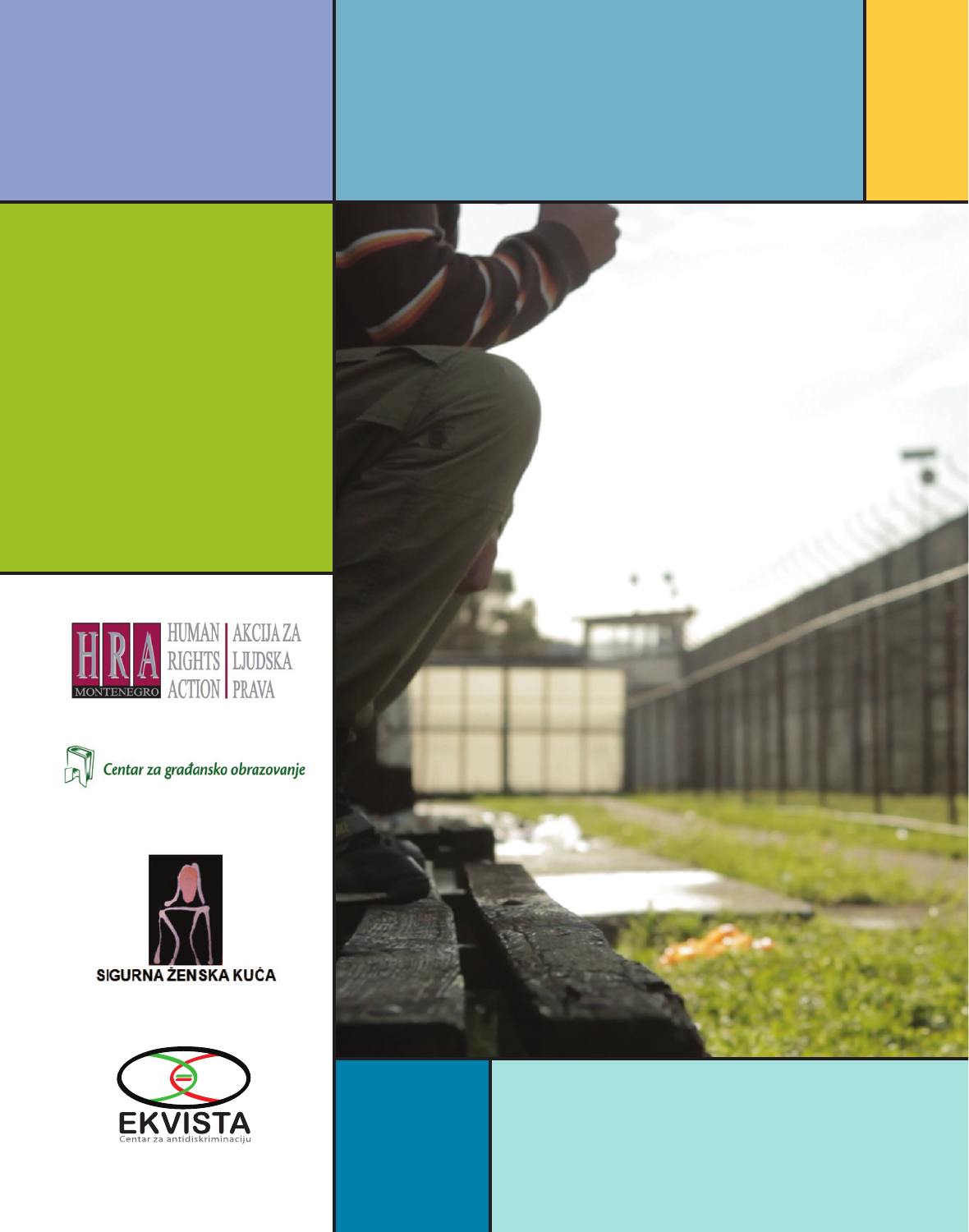HRA MONTENEGRO

HUMAN RIGHTS ACTION

AKCIJA ZA LJUDSKA PRAVA

Centar za građansko obrazovanje

SIGURNA ŽENSKA KUĆA

EKVISTA

Centar za antidiskriminaciju